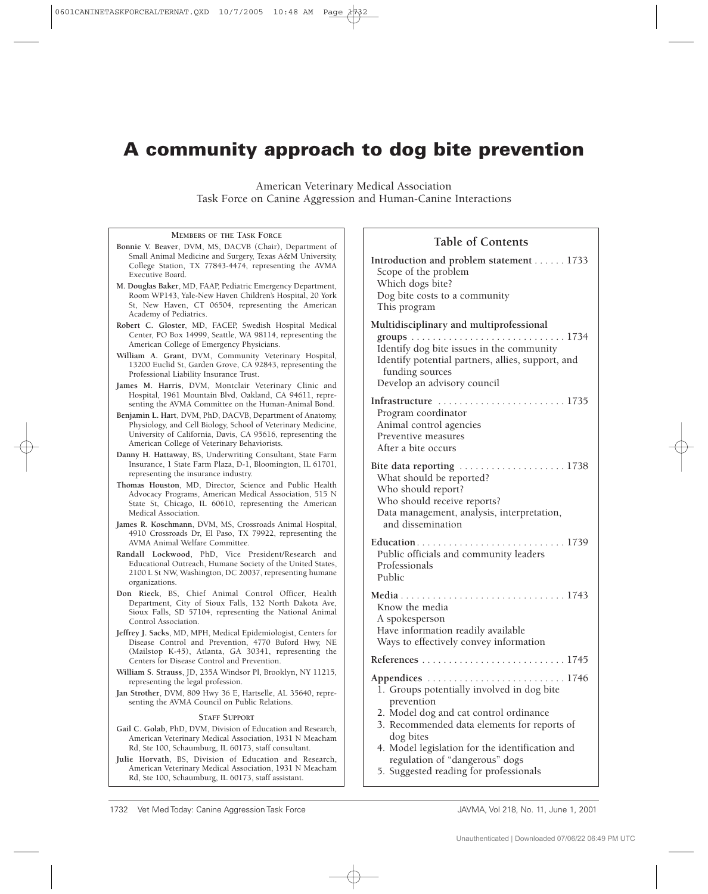# A community approach to dog bite prevention

American Veterinary Medical Association
Task Force on Canine Aggression and Human-Canine Interactions

**MEMBERS OF THE TASK FORCE**

**Bonnie V. Beaver**, DVM, MS, DACVB (Chair), Department of Small Animal Medicine and Surgery, Texas A&M University, College Station, TX 77843-4474, representing the AVMA Executive Board.

**M. Douglas Baker**, MD, FAAP, Pediatric Emergency Department, Room WP143, Yale-New Haven Children's Hospital, 20 York St, New Haven, CT 06504, representing the American Academy of Pediatrics.

**Robert C. Gloster**, MD, FACEP, Swedish Hospital Medical Center, PO Box 14999, Seattle, WA 98114, representing the American College of Emergency Physicians.

**William A. Grant**, DVM, Community Veterinary Hospital, 13200 Euclid St, Garden Grove, CA 92843, representing the Professional Liability Insurance Trust.

**James M. Harris**, DVM, Montclair Veterinary Clinic and Hospital, 1961 Mountain Blvd, Oakland, CA 94611, representing the AVMA Committee on the Human-Animal Bond.

**Benjamin L. Hart**, DVM, PhD, DACVB, Department of Anatomy, Physiology, and Cell Biology, School of Veterinary Medicine, University of California, Davis, CA 95616, representing the American College of Veterinary Behaviorists.

**Danny H. Hattaway**, BS, Underwriting Consultant, State Farm Insurance, 1 State Farm Plaza, D-1, Bloomington, IL 61701, representing the insurance industry.

**Thomas Houston**, MD, Director, Science and Public Health Advocacy Programs, American Medical Association, 515 N State St, Chicago, IL 60610, representing the American Medical Association.

**James R. Koschmann**, DVM, MS, Crossroads Animal Hospital, 4910 Crossroads Dr, El Paso, TX 79922, representing the AVMA Animal Welfare Committee.

**Randall Lockwood**, PhD, Vice President/Research and Educational Outreach, Humane Society of the United States, 2100 L St NW, Washington, DC 20037, representing humane organizations.

**Don Rieck**, BS, Chief Animal Control Officer, Health Department, City of Sioux Falls, 132 North Dakota Ave, Sioux Falls, SD 57104, representing the National Animal Control Association.

**Jeffrey J. Sacks**, MD, MPH, Medical Epidemiologist, Centers for Disease Control and Prevention, 4770 Buford Hwy, NE (Mailstop K-45), Atlanta, GA 30341, representing the Centers for Disease Control and Prevention.

**William S. Strauss**, JD, 235A Windsor Pl, Brooklyn, NY 11215, representing the legal profession.

**Jan Strother**, DVM, 809 Hwy 36 E, Hartselle, AL 35640, representing the AVMA Council on Public Relations.

**STAFF SUPPORT**

**Gail C. Golab**, PhD, DVM, Division of Education and Research, American Veterinary Medical Association, 1931 N Meacham Rd, Ste 100, Schaumburg, IL 60173, staff consultant.

**Julie Horvath**, BS, Division of Education and Research, American Veterinary Medical Association, 1931 N Meacham Rd, Ste 100, Schaumburg, IL 60173, staff assistant.

## Table of Contents

**Introduction and problem statement** ...... 1733
- Scope of the problem
- Which dogs bite?
- Dog bite costs to a community
- This program

**Multidisciplinary and multiprofessional groups** ...... 1734
- Identify dog bite issues in the community
- Identify potential partners, allies, support, and funding sources
- Develop an advisory council

**Infrastructure** ...... 1735
- Program coordinator
- Animal control agencies
- Preventive measures
- After a bite occurs

**Bite data reporting** ...... 1738
- What should be reported?
- Who should report?
- Who should receive reports?
- Data management, analysis, interpretation, and dissemination

**Education** ...... 1739
- Public officials and community leaders
- Professionals
- Public

**Media** ...... 1743
- Know the media
- A spokesperson
- Have information readily available
- Ways to effectively convey information

**References** ...... 1745

**Appendices** ...... 1746
1. Groups potentially involved in dog bite prevention
2. Model dog and cat control ordinance
3. Recommended data elements for reports of dog bites
4. Model legislation for the identification and regulation of "dangerous" dogs
5. Suggested reading for professionals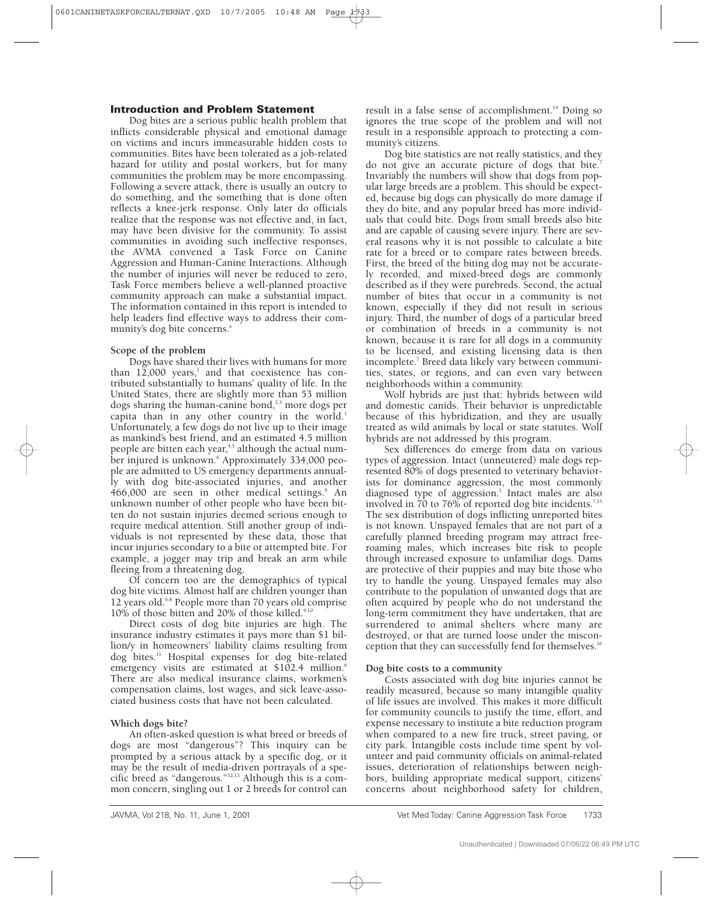## Introduction and Problem Statement

Dog bites are a serious public health problem that inflicts considerable physical and emotional damage on victims and incurs immeasurable hidden costs to communities. Bites have been tolerated as a job-related hazard for utility and postal workers, but for many communities the problem may be more encompassing. Following a severe attack, there is usually an outcry to do something, and the something that is done often reflects a knee-jerk response. Only later do officials realize that the response was not effective and, in fact, may have been divisive for the community. To assist communities in avoiding such ineffective responses, the AVMA convened a Task Force on Canine Aggression and Human-Canine Interactions. Although the number of injuries will never be reduced to zero, Task Force members believe a well-planned proactive community approach can make a substantial impact. The information contained in this report is intended to help leaders find effective ways to address their community's dog bite concerns.[a]

### Scope of the problem

Dogs have shared their lives with humans for more than 12,000 years,[1] and that coexistence has contributed substantially to humans' quality of life. In the United States, there are slightly more than 53 million dogs sharing the human-canine bond,[2,3] more dogs per capita than in any other country in the world.[1] Unfortunately, a few dogs do not live up to their image as mankind's best friend, and an estimated 4.5 million people are bitten each year,[4,5] although the actual number injured is unknown.[6] Approximately 334,000 people are admitted to US emergency departments annually with dog bite-associated injuries, and another 466,000 are seen in other medical settings.[6] An unknown number of other people who have been bitten do not sustain injuries deemed serious enough to require medical attention. Still another group of individuals is not represented by these data, those that incur injuries secondary to a bite or attempted bite. For example, a jogger may trip and break an arm while fleeing from a threatening dog.

Of concern too are the demographics of typical dog bite victims. Almost half are children younger than 12 years old.[6-8] People more than 70 years old comprise 10% of those bitten and 20% of those killed.[9,10]

Direct costs of dog bite injuries are high. The insurance industry estimates it pays more than $1 billion/y in homeowners' liability claims resulting from dog bites.[11] Hospital expenses for dog bite-related emergency visits are estimated at $102.4 million.[6] There are also medical insurance claims, workmen's compensation claims, lost wages, and sick leave-associated business costs that have not been calculated.

### Which dogs bite?

An often-asked question is what breed or breeds of dogs are most "dangerous"? This inquiry can be prompted by a serious attack by a specific dog, or it may be the result of media-driven portrayals of a specific breed as "dangerous."[12,13] Although this is a common concern, singling out 1 or 2 breeds for control can result in a false sense of accomplishment.[14] Doing so ignores the true scope of the problem and will not result in a responsible approach to protecting a community's citizens.

Dog bite statistics are not really statistics, and they do not give an accurate picture of dogs that bite.[7] Invariably the numbers will show that dogs from popular large breeds are a problem. This should be expected, because big dogs can physically do more damage if they do bite, and any popular breed has more individuals that could bite. Dogs from small breeds also bite and are capable of causing severe injury. There are several reasons why it is not possible to calculate a bite rate for a breed or to compare rates between breeds. First, the breed of the biting dog may not be accurately recorded, and mixed-breed dogs are commonly described as if they were purebreds. Second, the actual number of bites that occur in a community is not known, especially if they did not result in serious injury. Third, the number of dogs of a particular breed or combination of breeds in a community is not known, because it is rare for all dogs in a community to be licensed, and existing licensing data is then incomplete.[7] Breed data likely vary between communities, states, or regions, and can even vary between neighborhoods within a community.

Wolf hybrids are just that: hybrids between wild and domestic canids. Their behavior is unpredictable because of this hybridization, and they are usually treated as wild animals by local or state statutes. Wolf hybrids are not addressed by this program.

Sex differences do emerge from data on various types of aggression. Intact (unneutered) male dogs represented 80% of dogs presented to veterinary behaviorists for dominance aggression, the most commonly diagnosed type of aggression.[1] Intact males are also involved in 70 to 76% of reported dog bite incidents.[7,15] The sex distribution of dogs inflicting unreported bites is not known. Unspayed females that are not part of a carefully planned breeding program may attract free-roaming males, which increases bite risk to people through increased exposure to unfamiliar dogs. Dams are protective of their puppies and may bite those who try to handle the young. Unspayed females may also contribute to the population of unwanted dogs that are often acquired by people who do not understand the long-term commitment they have undertaken, that are surrendered to animal shelters where many are destroyed, or that are turned loose under the misconception that they can successfully fend for themselves.[16]

### Dog bite costs to a community

Costs associated with dog bite injuries cannot be readily measured, because so many intangible quality of life issues are involved. This makes it more difficult for community councils to justify the time, effort, and expense necessary to institute a bite reduction program when compared to a new fire truck, street paving, or city park. Intangible costs include time spent by volunteer and paid community officials on animal-related issues, deterioration of relationships between neighbors, building appropriate medical support, citizens' concerns about neighborhood safety for children,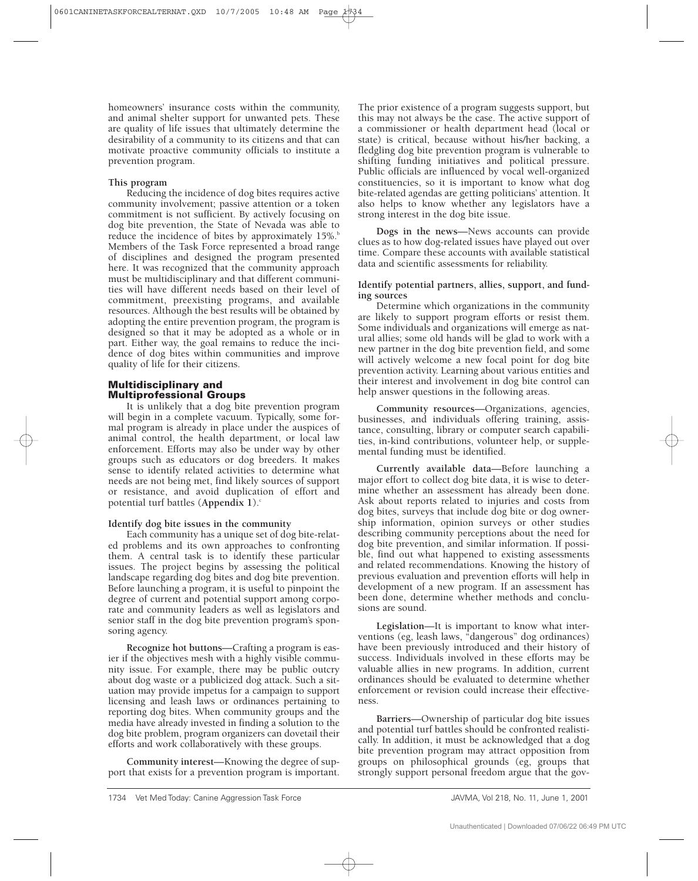homeowners' insurance costs within the community, and animal shelter support for unwanted pets. These are quality of life issues that ultimately determine the desirability of a community to its citizens and that can motivate proactive community officials to institute a prevention program.

**This program**

Reducing the incidence of dog bites requires active community involvement; passive attention or a token commitment is not sufficient. By actively focusing on dog bite prevention, the State of Nevada was able to reduce the incidence of bites by approximately 15%.[b] Members of the Task Force represented a broad range of disciplines and designed the program presented here. It was recognized that the community approach must be multidisciplinary and that different communities will have different needs based on their level of commitment, preexisting programs, and available resources. Although the best results will be obtained by adopting the entire prevention program, the program is designed so that it may be adopted as a whole or in part. Either way, the goal remains to reduce the incidence of dog bites within communities and improve quality of life for their citizens.

## Multidisciplinary and Multiprofessional Groups

It is unlikely that a dog bite prevention program will begin in a complete vacuum. Typically, some formal program is already in place under the auspices of animal control, the health department, or local law enforcement. Efforts may also be under way by other groups such as educators or dog breeders. It makes sense to identify related activities to determine what needs are not being met, find likely sources of support or resistance, and avoid duplication of effort and potential turf battles (**Appendix 1**).[c]

**Identify dog bite issues in the community**

Each community has a unique set of dog bite-related problems and its own approaches to confronting them. A central task is to identify these particular issues. The project begins by assessing the political landscape regarding dog bites and dog bite prevention. Before launching a program, it is useful to pinpoint the degree of current and potential support among corporate and community leaders as well as legislators and senior staff in the dog bite prevention program's sponsoring agency.

**Recognize hot buttons—**Crafting a program is easier if the objectives mesh with a highly visible community issue. For example, there may be public outcry about dog waste or a publicized dog attack. Such a situation may provide impetus for a campaign to support licensing and leash laws or ordinances pertaining to reporting dog bites. When community groups and the media have already invested in finding a solution to the dog bite problem, program organizers can dovetail their efforts and work collaboratively with these groups.

**Community interest—**Knowing the degree of support that exists for a prevention program is important. The prior existence of a program suggests support, but this may not always be the case. The active support of a commissioner or health department head (local or state) is critical, because without his/her backing, a fledgling dog bite prevention program is vulnerable to shifting funding initiatives and political pressure. Public officials are influenced by vocal well-organized constituencies, so it is important to know what dog bite-related agendas are getting politicians' attention. It also helps to know whether any legislators have a strong interest in the dog bite issue.

**Dogs in the news—**News accounts can provide clues as to how dog-related issues have played out over time. Compare these accounts with available statistical data and scientific assessments for reliability.

**Identify potential partners, allies, support, and funding sources**

Determine which organizations in the community are likely to support program efforts or resist them. Some individuals and organizations will emerge as natural allies; some old hands will be glad to work with a new partner in the dog bite prevention field, and some will actively welcome a new focal point for dog bite prevention activity. Learning about various entities and their interest and involvement in dog bite control can help answer questions in the following areas.

**Community resources—**Organizations, agencies, businesses, and individuals offering training, assistance, consulting, library or computer search capabilities, in-kind contributions, volunteer help, or supplemental funding must be identified.

**Currently available data—**Before launching a major effort to collect dog bite data, it is wise to determine whether an assessment has already been done. Ask about reports related to injuries and costs from dog bites, surveys that include dog bite or dog ownership information, opinion surveys or other studies describing community perceptions about the need for dog bite prevention, and similar information. If possible, find out what happened to existing assessments and related recommendations. Knowing the history of previous evaluation and prevention efforts will help in development of a new program. If an assessment has been done, determine whether methods and conclusions are sound.

**Legislation—**It is important to know what interventions (eg, leash laws, "dangerous" dog ordinances) have been previously introduced and their history of success. Individuals involved in these efforts may be valuable allies in new programs. In addition, current ordinances should be evaluated to determine whether enforcement or revision could increase their effectiveness.

**Barriers—**Ownership of particular dog bite issues and potential turf battles should be confronted realistically. In addition, it must be acknowledged that a dog bite prevention program may attract opposition from groups on philosophical grounds (eg, groups that strongly support personal freedom argue that the gov-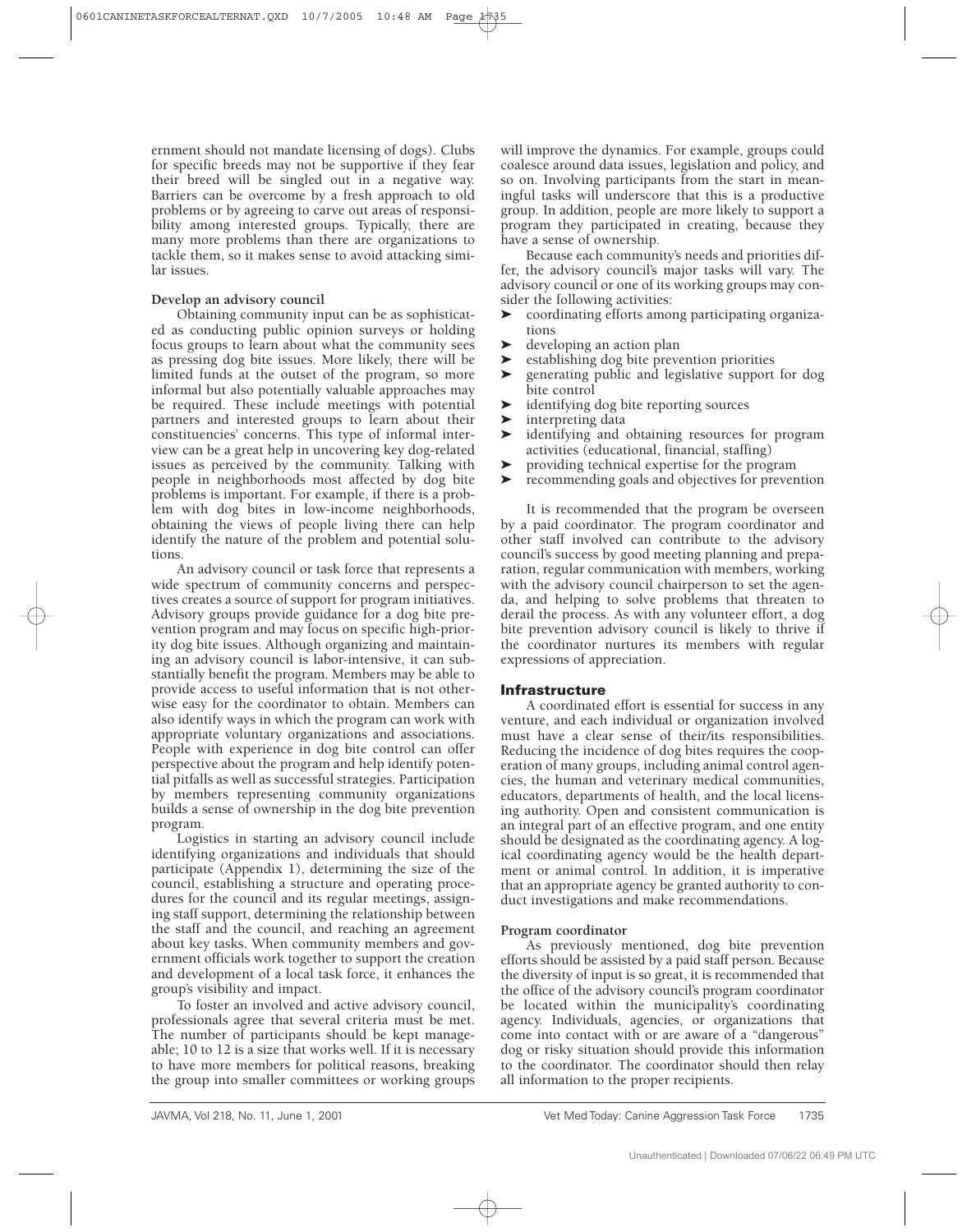ernment should not mandate licensing of dogs). Clubs for specific breeds may not be supportive if they fear their breed will be singled out in a negative way. Barriers can be overcome by a fresh approach to old problems or by agreeing to carve out areas of responsibility among interested groups. Typically, there are many more problems than there are organizations to tackle them, so it makes sense to avoid attacking similar issues.

**Develop an advisory council**

Obtaining community input can be as sophisticated as conducting public opinion surveys or holding focus groups to learn about what the community sees as pressing dog bite issues. More likely, there will be limited funds at the outset of the program, so more informal but also potentially valuable approaches may be required. These include meetings with potential partners and interested groups to learn about their constituencies' concerns. This type of informal interview can be a great help in uncovering key dog-related issues as perceived by the community. Talking with people in neighborhoods most affected by dog bite problems is important. For example, if there is a problem with dog bites in low-income neighborhoods, obtaining the views of people living there can help identify the nature of the problem and potential solutions.

An advisory council or task force that represents a wide spectrum of community concerns and perspectives creates a source of support for program initiatives. Advisory groups provide guidance for a dog bite prevention program and may focus on specific high-priority dog bite issues. Although organizing and maintaining an advisory council is labor-intensive, it can substantially benefit the program. Members may be able to provide access to useful information that is not otherwise easy for the coordinator to obtain. Members can also identify ways in which the program can work with appropriate voluntary organizations and associations. People with experience in dog bite control can offer perspective about the program and help identify potential pitfalls as well as successful strategies. Participation by members representing community organizations builds a sense of ownership in the dog bite prevention program.

Logistics in starting an advisory council include identifying organizations and individuals that should participate (Appendix 1), determining the size of the council, establishing a structure and operating procedures for the council and its regular meetings, assigning staff support, determining the relationship between the staff and the council, and reaching an agreement about key tasks. When community members and government officials work together to support the creation and development of a local task force, it enhances the group's visibility and impact.

To foster an involved and active advisory council, professionals agree that several criteria must be met. The number of participants should be kept manageable; 10 to 12 is a size that works well. If it is necessary to have more members for political reasons, breaking the group into smaller committees or working groups will improve the dynamics. For example, groups could coalesce around data issues, legislation and policy, and so on. Involving participants from the start in meaningful tasks will underscore that this is a productive group. In addition, people are more likely to support a program they participated in creating, because they have a sense of ownership.

Because each community's needs and priorities differ, the advisory council's major tasks will vary. The advisory council or one of its working groups may consider the following activities:

- coordinating efforts among participating organizations
- developing an action plan
- establishing dog bite prevention priorities
- generating public and legislative support for dog bite control
- identifying dog bite reporting sources
- interpreting data
- identifying and obtaining resources for program activities (educational, financial, staffing)
- providing technical expertise for the program
- recommending goals and objectives for prevention

It is recommended that the program be overseen by a paid coordinator. The program coordinator and other staff involved can contribute to the advisory council's success by good meeting planning and preparation, regular communication with members, working with the advisory council chairperson to set the agenda, and helping to solve problems that threaten to derail the process. As with any volunteer effort, a dog bite prevention advisory council is likely to thrive if the coordinator nurtures its members with regular expressions of appreciation.

## Infrastructure

A coordinated effort is essential for success in any venture, and each individual or organization involved must have a clear sense of their/its responsibilities. Reducing the incidence of dog bites requires the cooperation of many groups, including animal control agencies, the human and veterinary medical communities, educators, departments of health, and the local licensing authority. Open and consistent communication is an integral part of an effective program, and one entity should be designated as the coordinating agency. A logical coordinating agency would be the health department or animal control. In addition, it is imperative that an appropriate agency be granted authority to conduct investigations and make recommendations.

**Program coordinator**

As previously mentioned, dog bite prevention efforts should be assisted by a paid staff person. Because the diversity of input is so great, it is recommended that the office of the advisory council's program coordinator be located within the municipality's coordinating agency. Individuals, agencies, or organizations that come into contact with or are aware of a "dangerous" dog or risky situation should provide this information to the coordinator. The coordinator should then relay all information to the proper recipients.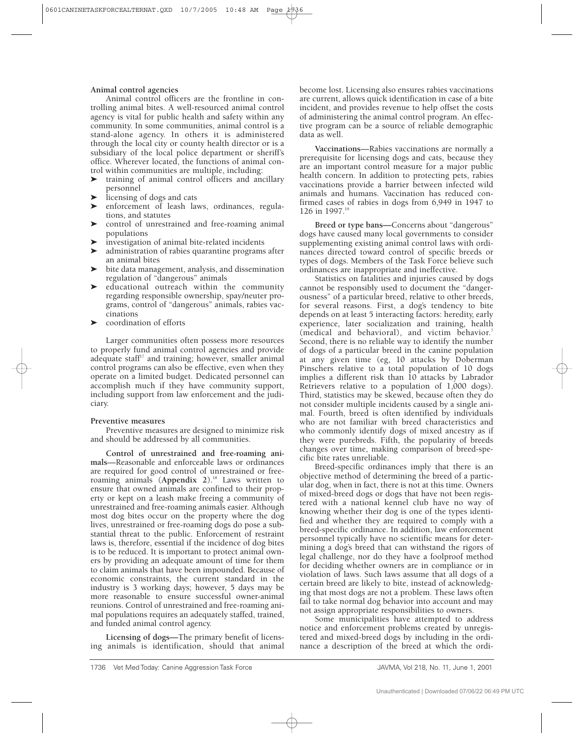**Animal control agencies**

Animal control officers are the frontline in controlling animal bites. A well-resourced animal control agency is vital for public health and safety within any community. In some communities, animal control is a stand-alone agency. In others it is administered through the local city or county health director or is a subsidiary of the local police department or sheriff's office. Wherever located, the functions of animal control within communities are multiple, including:

- training of animal control officers and ancillary personnel
- licensing of dogs and cats
- enforcement of leash laws, ordinances, regulations, and statutes
- control of unrestrained and free-roaming animal populations
- investigation of animal bite-related incidents
- administration of rabies quarantine programs after an animal bites
- bite data management, analysis, and dissemination regulation of "dangerous" animals
- educational outreach within the community regarding responsible ownership, spay/neuter programs, control of "dangerous" animals, rabies vaccinations
- coordination of efforts

Larger communities often possess more resources to properly fund animal control agencies and provide adequate staff[17] and training; however, smaller animal control programs can also be effective, even when they operate on a limited budget. Dedicated personnel can accomplish much if they have community support, including support from law enforcement and the judiciary.

**Preventive measures**

Preventive measures are designed to minimize risk and should be addressed by all communities.

**Control of unrestrained and free-roaming animals—**Reasonable and enforceable laws or ordinances are required for good control of unrestrained or free-roaming animals (**Appendix 2**).[18] Laws written to ensure that owned animals are confined to their property or kept on a leash make freeing a community of unrestrained and free-roaming animals easier. Although most dog bites occur on the property where the dog lives, unrestrained or free-roaming dogs do pose a substantial threat to the public. Enforcement of restraint laws is, therefore, essential if the incidence of dog bites is to be reduced. It is important to protect animal owners by providing an adequate amount of time for them to claim animals that have been impounded. Because of economic constraints, the current standard in the industry is 3 working days; however, 5 days may be more reasonable to ensure successful owner-animal reunions. Control of unrestrained and free-roaming animal populations requires an adequately staffed, trained, and funded animal control agency.

**Licensing of dogs—**The primary benefit of licensing animals is identification, should that animal become lost. Licensing also ensures rabies vaccinations are current, allows quick identification in case of a bite incident, and provides revenue to help offset the costs of administering the animal control program. An effective program can be a source of reliable demographic data as well.

**Vaccinations—**Rabies vaccinations are normally a prerequisite for licensing dogs and cats, because they are an important control measure for a major public health concern. In addition to protecting pets, rabies vaccinations provide a barrier between infected wild animals and humans. Vaccination has reduced confirmed cases of rabies in dogs from 6,949 in 1947 to 126 in 1997.[19]

**Breed or type bans—**Concerns about "dangerous" dogs have caused many local governments to consider supplementing existing animal control laws with ordinances directed toward control of specific breeds or types of dogs. Members of the Task Force believe such ordinances are inappropriate and ineffective.

Statistics on fatalities and injuries caused by dogs cannot be responsibly used to document the "dangerousness" of a particular breed, relative to other breeds, for several reasons. First, a dog's tendency to bite depends on at least 5 interacting factors: heredity, early experience, later socialization and training, health (medical and behavioral), and victim behavior.[7] Second, there is no reliable way to identify the number of dogs of a particular breed in the canine population at any given time (eg, 10 attacks by Doberman Pinschers relative to a total population of 10 dogs implies a different risk than 10 attacks by Labrador Retrievers relative to a population of 1,000 dogs). Third, statistics may be skewed, because often they do not consider multiple incidents caused by a single animal. Fourth, breed is often identified by individuals who are not familiar with breed characteristics and who commonly identify dogs of mixed ancestry as if they were purebreds. Fifth, the popularity of breeds changes over time, making comparison of breed-specific bite rates unreliable.

Breed-specific ordinances imply that there is an objective method of determining the breed of a particular dog, when in fact, there is not at this time. Owners of mixed-breed dogs or dogs that have not been registered with a national kennel club have no way of knowing whether their dog is one of the types identified and whether they are required to comply with a breed-specific ordinance. In addition, law enforcement personnel typically have no scientific means for determining a dog's breed that can withstand the rigors of legal challenge, nor do they have a foolproof method for deciding whether owners are in compliance or in violation of laws. Such laws assume that all dogs of a certain breed are likely to bite, instead of acknowledging that most dogs are not a problem. These laws often fail to take normal dog behavior into account and may not assign appropriate responsibilities to owners.

Some municipalities have attempted to address notice and enforcement problems created by unregistered and mixed-breed dogs by including in the ordinance a description of the breed at which the ordi-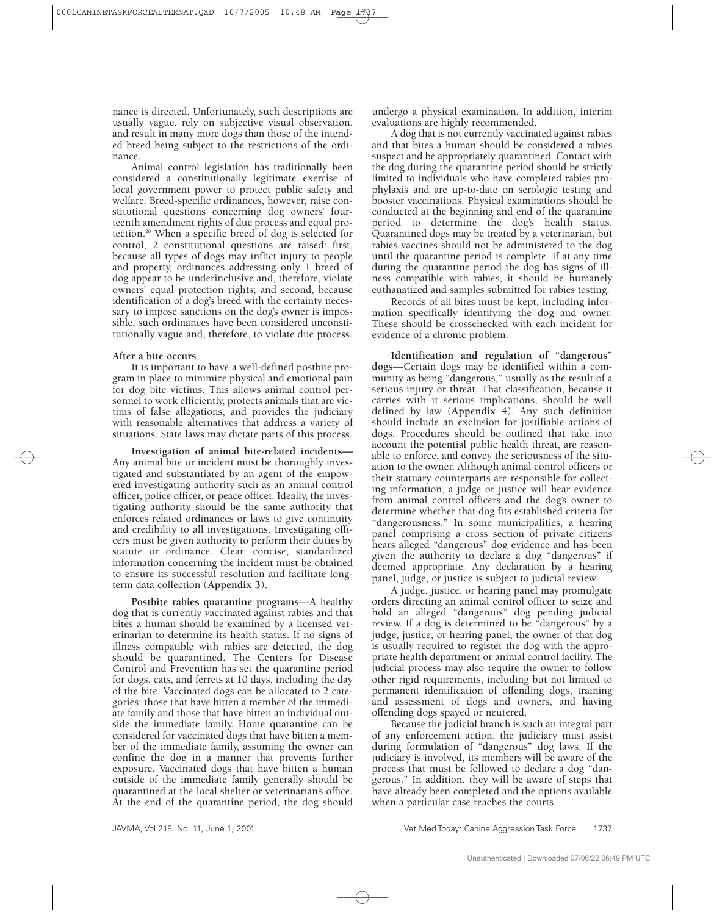nance is directed. Unfortunately, such descriptions are usually vague, rely on subjective visual observation, and result in many more dogs than those of the intended breed being subject to the restrictions of the ordinance.

Animal control legislation has traditionally been considered a constitutionally legitimate exercise of local government power to protect public safety and welfare. Breed-specific ordinances, however, raise constitutional questions concerning dog owners' fourteenth amendment rights of due process and equal protection.[20] When a specific breed of dog is selected for control, 2 constitutional questions are raised: first, because all types of dogs may inflict injury to people and property, ordinances addressing only 1 breed of dog appear to be underinclusive and, therefore, violate owners' equal protection rights; and second, because identification of a dog's breed with the certainty necessary to impose sanctions on the dog's owner is impossible, such ordinances have been considered unconstitutionally vague and, therefore, to violate due process.

### After a bite occurs

It is important to have a well-defined postbite program in place to minimize physical and emotional pain for dog bite victims. This allows animal control personnel to work efficiently, protects animals that are victims of false allegations, and provides the judiciary with reasonable alternatives that address a variety of situations. State laws may dictate parts of this process.

**Investigation of animal bite-related incidents—** Any animal bite or incident must be thoroughly investigated and substantiated by an agent of the empowered investigating authority such as an animal control officer, police officer, or peace officer. Ideally, the investigating authority should be the same authority that enforces related ordinances or laws to give continuity and credibility to all investigations. Investigating officers must be given authority to perform their duties by statute or ordinance. Clear, concise, standardized information concerning the incident must be obtained to ensure its successful resolution and facilitate long-term data collection (**Appendix 3**).

**Postbite rabies quarantine programs—**A healthy dog that is currently vaccinated against rabies and that bites a human should be examined by a licensed veterinarian to determine its health status. If no signs of illness compatible with rabies are detected, the dog should be quarantined. The Centers for Disease Control and Prevention has set the quarantine period for dogs, cats, and ferrets at 10 days, including the day of the bite. Vaccinated dogs can be allocated to 2 categories: those that have bitten a member of the immediate family and those that have bitten an individual outside the immediate family. Home quarantine can be considered for vaccinated dogs that have bitten a member of the immediate family, assuming the owner can confine the dog in a manner that prevents further exposure. Vaccinated dogs that have bitten a human outside of the immediate family generally should be quarantined at the local shelter or veterinarian's office. At the end of the quarantine period, the dog should undergo a physical examination. In addition, interim evaluations are highly recommended.

A dog that is not currently vaccinated against rabies and that bites a human should be considered a rabies suspect and be appropriately quarantined. Contact with the dog during the quarantine period should be strictly limited to individuals who have completed rabies prophylaxis and are up-to-date on serologic testing and booster vaccinations. Physical examinations should be conducted at the beginning and end of the quarantine period to determine the dog's health status. Quarantined dogs may be treated by a veterinarian, but rabies vaccines should not be administered to the dog until the quarantine period is complete. If at any time during the quarantine period the dog has signs of illness compatible with rabies, it should be humanely euthanatized and samples submitted for rabies testing.

Records of all bites must be kept, including information specifically identifying the dog and owner. These should be crosschecked with each incident for evidence of a chronic problem.

**Identification and regulation of "dangerous" dogs—**Certain dogs may be identified within a community as being "dangerous," usually as the result of a serious injury or threat. That classification, because it carries with it serious implications, should be well defined by law (**Appendix 4**). Any such definition should include an exclusion for justifiable actions of dogs. Procedures should be outlined that take into account the potential public health threat, are reasonable to enforce, and convey the seriousness of the situation to the owner. Although animal control officers or their statuary counterparts are responsible for collecting information, a judge or justice will hear evidence from animal control officers and the dog's owner to determine whether that dog fits established criteria for "dangerousness." In some municipalities, a hearing panel comprising a cross section of private citizens hears alleged "dangerous" dog evidence and has been given the authority to declare a dog "dangerous" if deemed appropriate. Any declaration by a hearing panel, judge, or justice is subject to judicial review.

A judge, justice, or hearing panel may promulgate orders directing an animal control officer to seize and hold an alleged "dangerous" dog pending judicial review. If a dog is determined to be "dangerous" by a judge, justice, or hearing panel, the owner of that dog is usually required to register the dog with the appropriate health department or animal control facility. The judicial process may also require the owner to follow other rigid requirements, including but not limited to permanent identification of offending dogs, training and assessment of dogs and owners, and having offending dogs spayed or neutered.

Because the judicial branch is such an integral part of any enforcement action, the judiciary must assist during formulation of "dangerous" dog laws. If the judiciary is involved, its members will be aware of the process that must be followed to declare a dog "dangerous." In addition, they will be aware of steps that have already been completed and the options available when a particular case reaches the courts.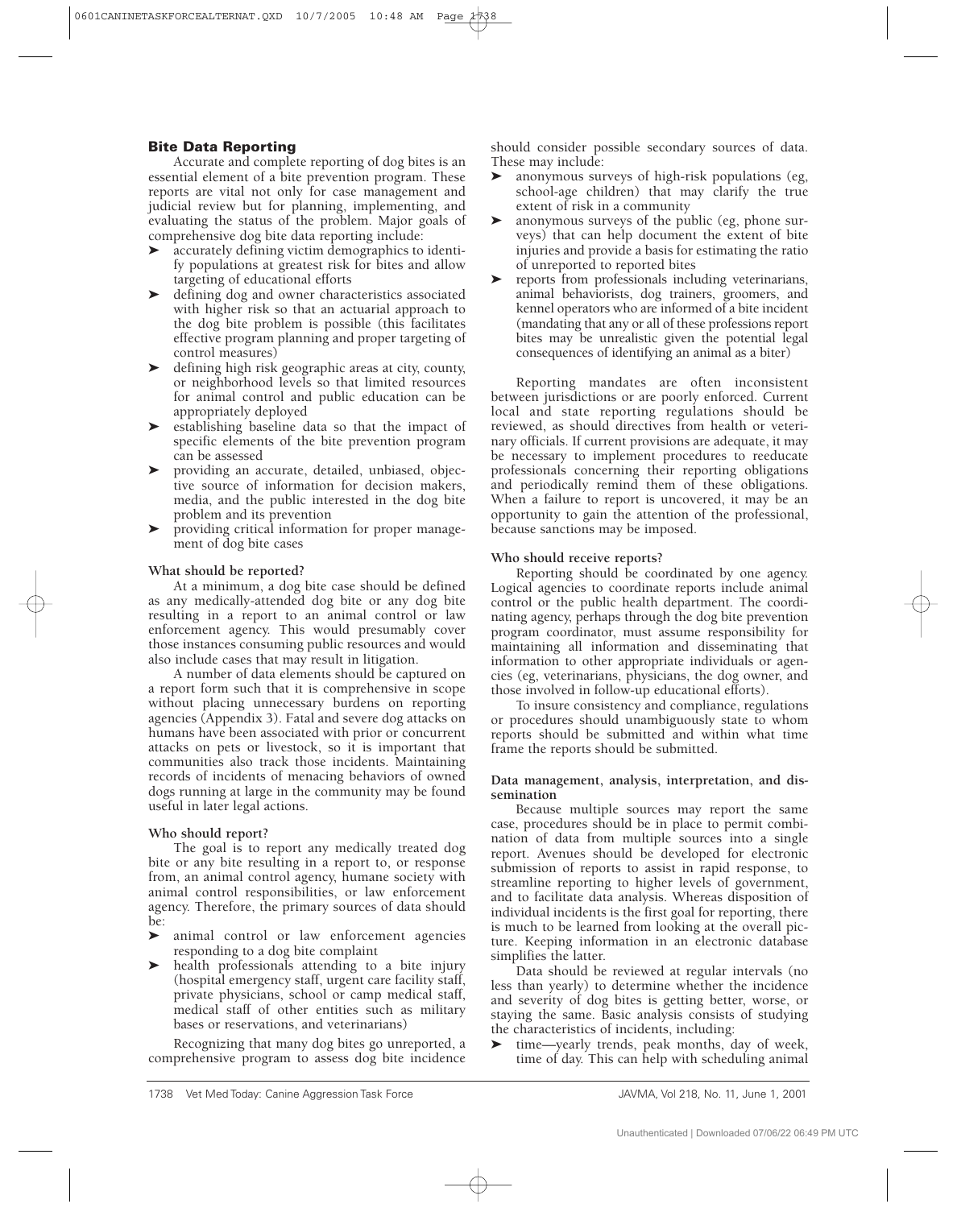## Bite Data Reporting

Accurate and complete reporting of dog bites is an essential element of a bite prevention program. These reports are vital not only for case management and judicial review but for planning, implementing, and evaluating the status of the problem. Major goals of comprehensive dog bite data reporting include:

- accurately defining victim demographics to identify populations at greatest risk for bites and allow targeting of educational efforts
- defining dog and owner characteristics associated with higher risk so that an actuarial approach to the dog bite problem is possible (this facilitates effective program planning and proper targeting of control measures)
- defining high risk geographic areas at city, county, or neighborhood levels so that limited resources for animal control and public education can be appropriately deployed
- establishing baseline data so that the impact of specific elements of the bite prevention program can be assessed
- providing an accurate, detailed, unbiased, objective source of information for decision makers, media, and the public interested in the dog bite problem and its prevention
- providing critical information for proper management of dog bite cases

### What should be reported?

At a minimum, a dog bite case should be defined as any medically-attended dog bite or any dog bite resulting in a report to an animal control or law enforcement agency. This would presumably cover those instances consuming public resources and would also include cases that may result in litigation.

A number of data elements should be captured on a report form such that it is comprehensive in scope without placing unnecessary burdens on reporting agencies (Appendix 3). Fatal and severe dog attacks on humans have been associated with prior or concurrent attacks on pets or livestock, so it is important that communities also track those incidents. Maintaining records of incidents of menacing behaviors of owned dogs running at large in the community may be found useful in later legal actions.

### Who should report?

The goal is to report any medically treated dog bite or any bite resulting in a report to, or response from, an animal control agency, humane society with animal control responsibilities, or law enforcement agency. Therefore, the primary sources of data should be:

- animal control or law enforcement agencies responding to a dog bite complaint
- health professionals attending to a bite injury (hospital emergency staff, urgent care facility staff, private physicians, school or camp medical staff, medical staff of other entities such as military bases or reservations, and veterinarians)

Recognizing that many dog bites go unreported, a comprehensive program to assess dog bite incidence should consider possible secondary sources of data. These may include:

- anonymous surveys of high-risk populations (eg, school-age children) that may clarify the true extent of risk in a community
- anonymous surveys of the public (eg, phone surveys) that can help document the extent of bite injuries and provide a basis for estimating the ratio of unreported to reported bites
- reports from professionals including veterinarians, animal behaviorists, dog trainers, groomers, and kennel operators who are informed of a bite incident (mandating that any or all of these professions report bites may be unrealistic given the potential legal consequences of identifying an animal as a biter)

Reporting mandates are often inconsistent between jurisdictions or are poorly enforced. Current local and state reporting regulations should be reviewed, as should directives from health or veterinary officials. If current provisions are adequate, it may be necessary to implement procedures to reeducate professionals concerning their reporting obligations and periodically remind them of these obligations. When a failure to report is uncovered, it may be an opportunity to gain the attention of the professional, because sanctions may be imposed.

### Who should receive reports?

Reporting should be coordinated by one agency. Logical agencies to coordinate reports include animal control or the public health department. The coordinating agency, perhaps through the dog bite prevention program coordinator, must assume responsibility for maintaining all information and disseminating that information to other appropriate individuals or agencies (eg, veterinarians, physicians, the dog owner, and those involved in follow-up educational efforts).

To insure consistency and compliance, regulations or procedures should unambiguously state to whom reports should be submitted and within what time frame the reports should be submitted.

### Data management, analysis, interpretation, and dissemination

Because multiple sources may report the same case, procedures should be in place to permit combination of data from multiple sources into a single report. Avenues should be developed for electronic submission of reports to assist in rapid response, to streamline reporting to higher levels of government, and to facilitate data analysis. Whereas disposition of individual incidents is the first goal for reporting, there is much to be learned from looking at the overall picture. Keeping information in an electronic database simplifies the latter.

Data should be reviewed at regular intervals (no less than yearly) to determine whether the incidence and severity of dog bites is getting better, worse, or staying the same. Basic analysis consists of studying the characteristics of incidents, including:

- time—yearly trends, peak months, day of week, time of day. This can help with scheduling animal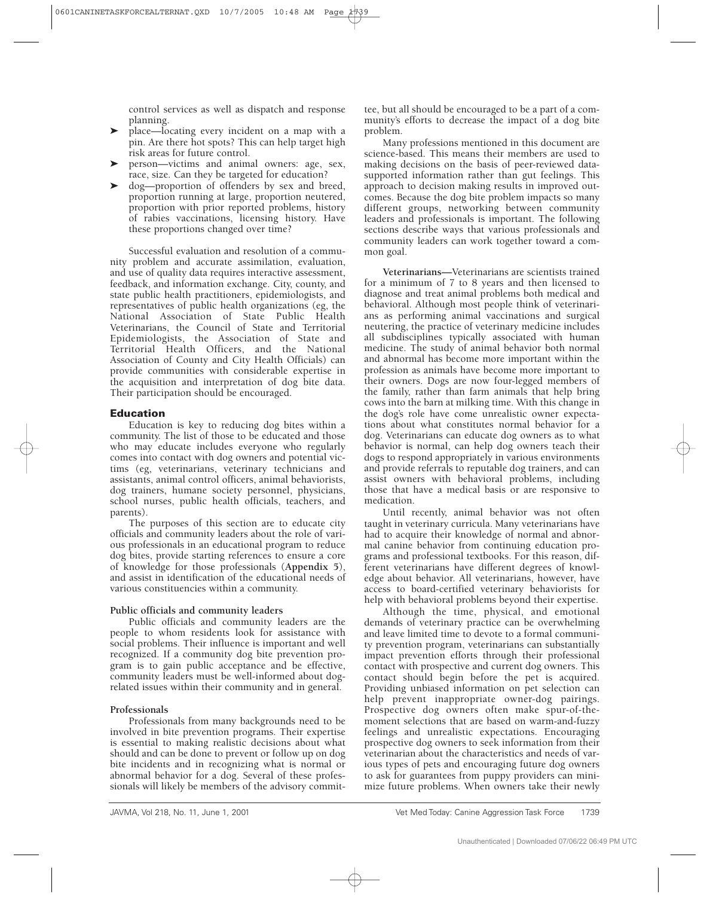control services as well as dispatch and response planning.

- place—locating every incident on a map with a pin. Are there hot spots? This can help target high risk areas for future control.
- person—victims and animal owners: age, sex, race, size. Can they be targeted for education?
- dog—proportion of offenders by sex and breed, proportion running at large, proportion neutered, proportion with prior reported problems, history of rabies vaccinations, licensing history. Have these proportions changed over time?

Successful evaluation and resolution of a community problem and accurate assimilation, evaluation, and use of quality data requires interactive assessment, feedback, and information exchange. City, county, and state public health practitioners, epidemiologists, and representatives of public health organizations (eg, the National Association of State Public Health Veterinarians, the Council of State and Territorial Epidemiologists, the Association of State and Territorial Health Officers, and the National Association of County and City Health Officials) can provide communities with considerable expertise in the acquisition and interpretation of dog bite data. Their participation should be encouraged.

## Education

Education is key to reducing dog bites within a community. The list of those to be educated and those who may educate includes everyone who regularly comes into contact with dog owners and potential victims (eg, veterinarians, veterinary technicians and assistants, animal control officers, animal behaviorists, dog trainers, humane society personnel, physicians, school nurses, public health officials, teachers, and parents).

The purposes of this section are to educate city officials and community leaders about the role of various professionals in an educational program to reduce dog bites, provide starting references to ensure a core of knowledge for those professionals (**Appendix 5**), and assist in identification of the educational needs of various constituencies within a community.

### Public officials and community leaders

Public officials and community leaders are the people to whom residents look for assistance with social problems. Their influence is important and well recognized. If a community dog bite prevention program is to gain public acceptance and be effective, community leaders must be well-informed about dog-related issues within their community and in general.

### Professionals

Professionals from many backgrounds need to be involved in bite prevention programs. Their expertise is essential to making realistic decisions about what should and can be done to prevent or follow up on dog bite incidents and in recognizing what is normal or abnormal behavior for a dog. Several of these professionals will likely be members of the advisory committee, but all should be encouraged to be a part of a community's efforts to decrease the impact of a dog bite problem.

Many professions mentioned in this document are science-based. This means their members are used to making decisions on the basis of peer-reviewed data-supported information rather than gut feelings. This approach to decision making results in improved outcomes. Because the dog bite problem impacts so many different groups, networking between community leaders and professionals is important. The following sections describe ways that various professionals and community leaders can work together toward a common goal.

**Veterinarians**—Veterinarians are scientists trained for a minimum of 7 to 8 years and then licensed to diagnose and treat animal problems both medical and behavioral. Although most people think of veterinarians as performing animal vaccinations and surgical neutering, the practice of veterinary medicine includes all subdisciplines typically associated with human medicine. The study of animal behavior both normal and abnormal has become more important within the profession as animals have become more important to their owners. Dogs are now four-legged members of the family, rather than farm animals that help bring cows into the barn at milking time. With this change in the dog's role have come unrealistic owner expectations about what constitutes normal behavior for a dog. Veterinarians can educate dog owners as to what behavior is normal, can help dog owners teach their dogs to respond appropriately in various environments and provide referrals to reputable dog trainers, and can assist owners with behavioral problems, including those that have a medical basis or are responsive to medication.

Until recently, animal behavior was not often taught in veterinary curricula. Many veterinarians have had to acquire their knowledge of normal and abnormal canine behavior from continuing education programs and professional textbooks. For this reason, different veterinarians have different degrees of knowledge about behavior. All veterinarians, however, have access to board-certified veterinary behaviorists for help with behavioral problems beyond their expertise.

Although the time, physical, and emotional demands of veterinary practice can be overwhelming and leave limited time to devote to a formal community prevention program, veterinarians can substantially impact prevention efforts through their professional contact with prospective and current dog owners. This contact should begin before the pet is acquired. Providing unbiased information on pet selection can help prevent inappropriate owner-dog pairings. Prospective dog owners often make spur-of-the-moment selections that are based on warm-and-fuzzy feelings and unrealistic expectations. Encouraging prospective dog owners to seek information from their veterinarian about the characteristics and needs of various types of pets and encouraging future dog owners to ask for guarantees from puppy providers can minimize future problems. When owners take their newly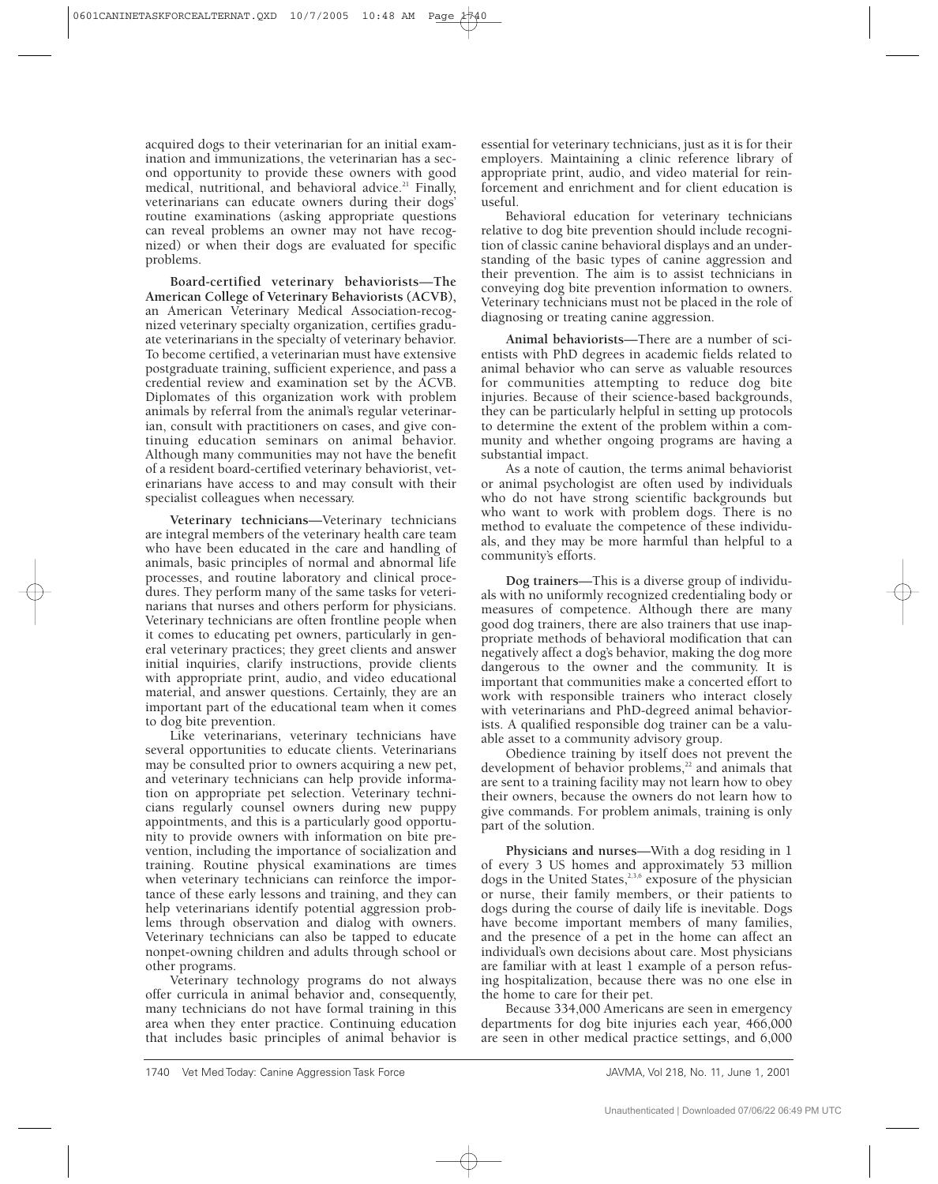acquired dogs to their veterinarian for an initial examination and immunizations, the veterinarian has a second opportunity to provide these owners with good medical, nutritional, and behavioral advice.[21] Finally, veterinarians can educate owners during their dogs' routine examinations (asking appropriate questions can reveal problems an owner may not have recognized) or when their dogs are evaluated for specific problems.

**Board-certified veterinary behaviorists—The American College of Veterinary Behaviorists (ACVB)**, an American Veterinary Medical Association-recognized veterinary specialty organization, certifies graduate veterinarians in the specialty of veterinary behavior. To become certified, a veterinarian must have extensive postgraduate training, sufficient experience, and pass a credential review and examination set by the ACVB. Diplomates of this organization work with problem animals by referral from the animal's regular veterinarian, consult with practitioners on cases, and give continuing education seminars on animal behavior. Although many communities may not have the benefit of a resident board-certified veterinary behaviorist, veterinarians have access to and may consult with their specialist colleagues when necessary.

**Veterinary technicians—**Veterinary technicians are integral members of the veterinary health care team who have been educated in the care and handling of animals, basic principles of normal and abnormal life processes, and routine laboratory and clinical procedures. They perform many of the same tasks for veterinarians that nurses and others perform for physicians. Veterinary technicians are often frontline people when it comes to educating pet owners, particularly in general veterinary practices; they greet clients and answer initial inquiries, clarify instructions, provide clients with appropriate print, audio, and video educational material, and answer questions. Certainly, they are an important part of the educational team when it comes to dog bite prevention.

Like veterinarians, veterinary technicians have several opportunities to educate clients. Veterinarians may be consulted prior to owners acquiring a new pet, and veterinary technicians can help provide information on appropriate pet selection. Veterinary technicians regularly counsel owners during new puppy appointments, and this is a particularly good opportunity to provide owners with information on bite prevention, including the importance of socialization and training. Routine physical examinations are times when veterinary technicians can reinforce the importance of these early lessons and training, and they can help veterinarians identify potential aggression problems through observation and dialog with owners. Veterinary technicians can also be tapped to educate nonpet-owning children and adults through school or other programs.

Veterinary technology programs do not always offer curricula in animal behavior and, consequently, many technicians do not have formal training in this area when they enter practice. Continuing education that includes basic principles of animal behavior is essential for veterinary technicians, just as it is for their employers. Maintaining a clinic reference library of appropriate print, audio, and video material for reinforcement and enrichment and for client education is useful.

Behavioral education for veterinary technicians relative to dog bite prevention should include recognition of classic canine behavioral displays and an understanding of the basic types of canine aggression and their prevention. The aim is to assist technicians in conveying dog bite prevention information to owners. Veterinary technicians must not be placed in the role of diagnosing or treating canine aggression.

**Animal behaviorists—**There are a number of scientists with PhD degrees in academic fields related to animal behavior who can serve as valuable resources for communities attempting to reduce dog bite injuries. Because of their science-based backgrounds, they can be particularly helpful in setting up protocols to determine the extent of the problem within a community and whether ongoing programs are having a substantial impact.

As a note of caution, the terms animal behaviorist or animal psychologist are often used by individuals who do not have strong scientific backgrounds but who want to work with problem dogs. There is no method to evaluate the competence of these individuals, and they may be more harmful than helpful to a community's efforts.

**Dog trainers—**This is a diverse group of individuals with no uniformly recognized credentialing body or measures of competence. Although there are many good dog trainers, there are also trainers that use inappropriate methods of behavioral modification that can negatively affect a dog's behavior, making the dog more dangerous to the owner and the community. It is important that communities make a concerted effort to work with responsible trainers who interact closely with veterinarians and PhD-degreed animal behaviorists. A qualified responsible dog trainer can be a valuable asset to a community advisory group.

Obedience training by itself does not prevent the development of behavior problems,[22] and animals that are sent to a training facility may not learn how to obey their owners, because the owners do not learn how to give commands. For problem animals, training is only part of the solution.

**Physicians and nurses—**With a dog residing in 1 of every 3 US homes and approximately 53 million dogs in the United States,[2,3,6] exposure of the physician or nurse, their family members, or their patients to dogs during the course of daily life is inevitable. Dogs have become important members of many families, and the presence of a pet in the home can affect an individual's own decisions about care. Most physicians are familiar with at least 1 example of a person refusing hospitalization, because there was no one else in the home to care for their pet.

Because 334,000 Americans are seen in emergency departments for dog bite injuries each year, 466,000 are seen in other medical practice settings, and 6,000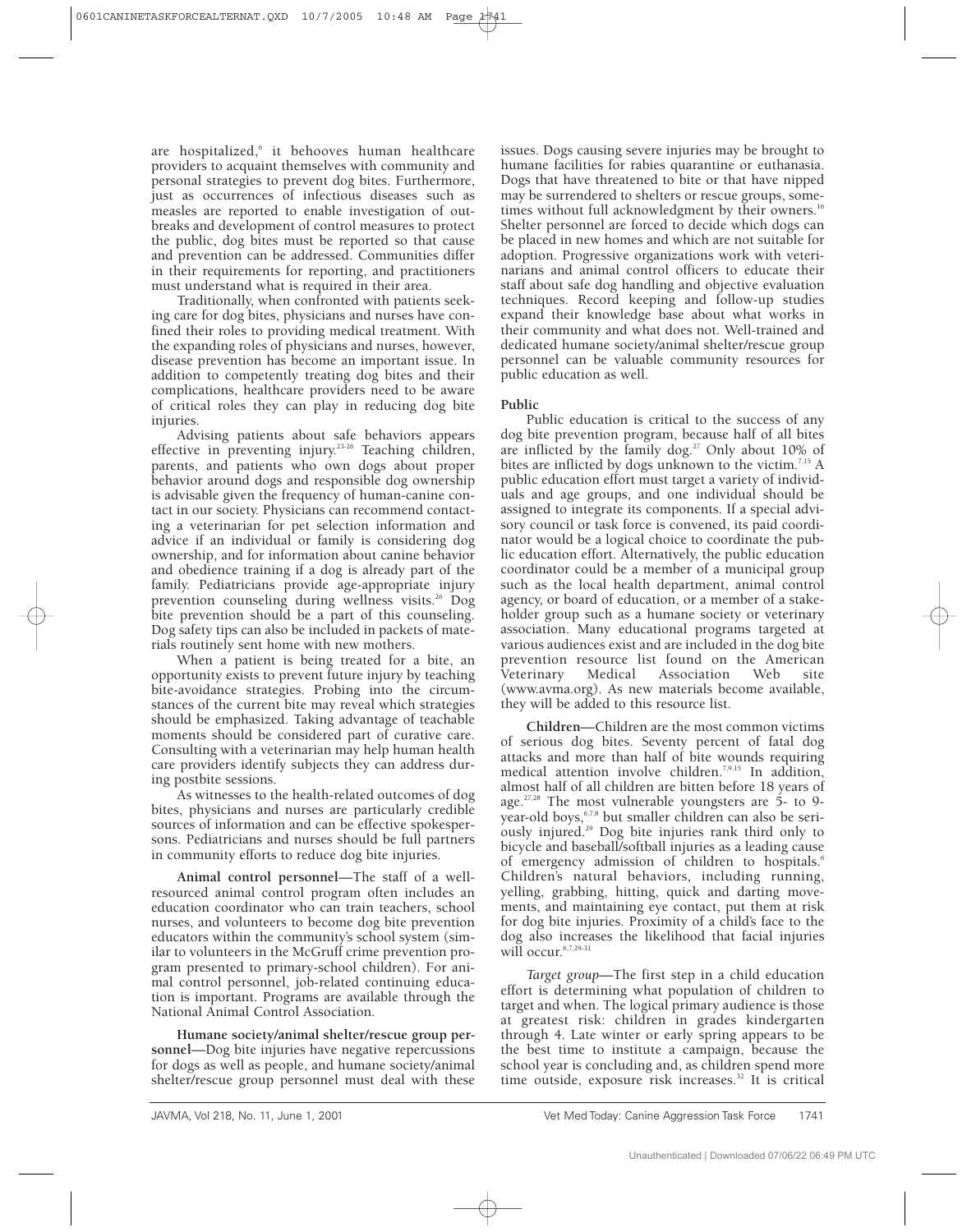are hospitalized,[6] it behooves human healthcare providers to acquaint themselves with community and personal strategies to prevent dog bites. Furthermore, just as occurrences of infectious diseases such as measles are reported to enable investigation of outbreaks and development of control measures to protect the public, dog bites must be reported so that cause and prevention can be addressed. Communities differ in their requirements for reporting, and practitioners must understand what is required in their area.

Traditionally, when confronted with patients seeking care for dog bites, physicians and nurses have confined their roles to providing medical treatment. With the expanding roles of physicians and nurses, however, disease prevention has become an important issue. In addition to competently treating dog bites and their complications, healthcare providers need to be aware of critical roles they can play in reducing dog bite injuries.

Advising patients about safe behaviors appears effective in preventing injury.[23-26] Teaching children, parents, and patients who own dogs about proper behavior around dogs and responsible dog ownership is advisable given the frequency of human-canine contact in our society. Physicians can recommend contacting a veterinarian for pet selection information and advice if an individual or family is considering dog ownership, and for information about canine behavior and obedience training if a dog is already part of the family. Pediatricians provide age-appropriate injury prevention counseling during wellness visits.[26] Dog bite prevention should be a part of this counseling. Dog safety tips can also be included in packets of materials routinely sent home with new mothers.

When a patient is being treated for a bite, an opportunity exists to prevent future injury by teaching bite-avoidance strategies. Probing into the circumstances of the current bite may reveal which strategies should be emphasized. Taking advantage of teachable moments should be considered part of curative care. Consulting with a veterinarian may help human health care providers identify subjects they can address during postbite sessions.

As witnesses to the health-related outcomes of dog bites, physicians and nurses are particularly credible sources of information and can be effective spokespersons. Pediatricians and nurses should be full partners in community efforts to reduce dog bite injuries.

**Animal control personnel**—The staff of a well-resourced animal control program often includes an education coordinator who can train teachers, school nurses, and volunteers to become dog bite prevention educators within the community's school system (similar to volunteers in the McGruff crime prevention program presented to primary-school children). For animal control personnel, job-related continuing education is important. Programs are available through the National Animal Control Association.

**Humane society/animal shelter/rescue group personnel**—Dog bite injuries have negative repercussions for dogs as well as people, and humane society/animal shelter/rescue group personnel must deal with these issues. Dogs causing severe injuries may be brought to humane facilities for rabies quarantine or euthanasia. Dogs that have threatened to bite or that have nipped may be surrendered to shelters or rescue groups, sometimes without full acknowledgment by their owners.[16] Shelter personnel are forced to decide which dogs can be placed in new homes and which are not suitable for adoption. Progressive organizations work with veterinarians and animal control officers to educate their staff about safe dog handling and objective evaluation techniques. Record keeping and follow-up studies expand their knowledge base about what works in their community and what does not. Well-trained and dedicated humane society/animal shelter/rescue group personnel can be valuable community resources for public education as well.

### Public

Public education is critical to the success of any dog bite prevention program, because half of all bites are inflicted by the family dog.[27] Only about 10% of bites are inflicted by dogs unknown to the victim.[7,15] A public education effort must target a variety of individuals and age groups, and one individual should be assigned to integrate its components. If a special advisory council or task force is convened, its paid coordinator would be a logical choice to coordinate the public education effort. Alternatively, the public education coordinator could be a member of a municipal group such as the local health department, animal control agency, or board of education, or a member of a stakeholder group such as a humane society or veterinary association. Many educational programs targeted at various audiences exist and are included in the dog bite prevention resource list found on the American Veterinary Medical Association Web site (www.avma.org). As new materials become available, they will be added to this resource list.

**Children**—Children are the most common victims of serious dog bites. Seventy percent of fatal dog attacks and more than half of bite wounds requiring medical attention involve children.[7,9,15] In addition, almost half of all children are bitten before 18 years of age.[27,28] The most vulnerable youngsters are 5- to 9-year-old boys,[6,7,8] but smaller children can also be seriously injured.[29] Dog bite injuries rank third only to bicycle and baseball/softball injuries as a leading cause of emergency admission of children to hospitals.[6] Children's natural behaviors, including running, yelling, grabbing, hitting, quick and darting movements, and maintaining eye contact, put them at risk for dog bite injuries. Proximity of a child's face to the dog also increases the likelihood that facial injuries will occur.[6,7,29-31]

*Target group*—The first step in a child education effort is determining what population of children to target and when. The logical primary audience is those at greatest risk: children in grades kindergarten through 4. Late winter or early spring appears to be the best time to institute a campaign, because the school year is concluding and, as children spend more time outside, exposure risk increases.[32] It is critical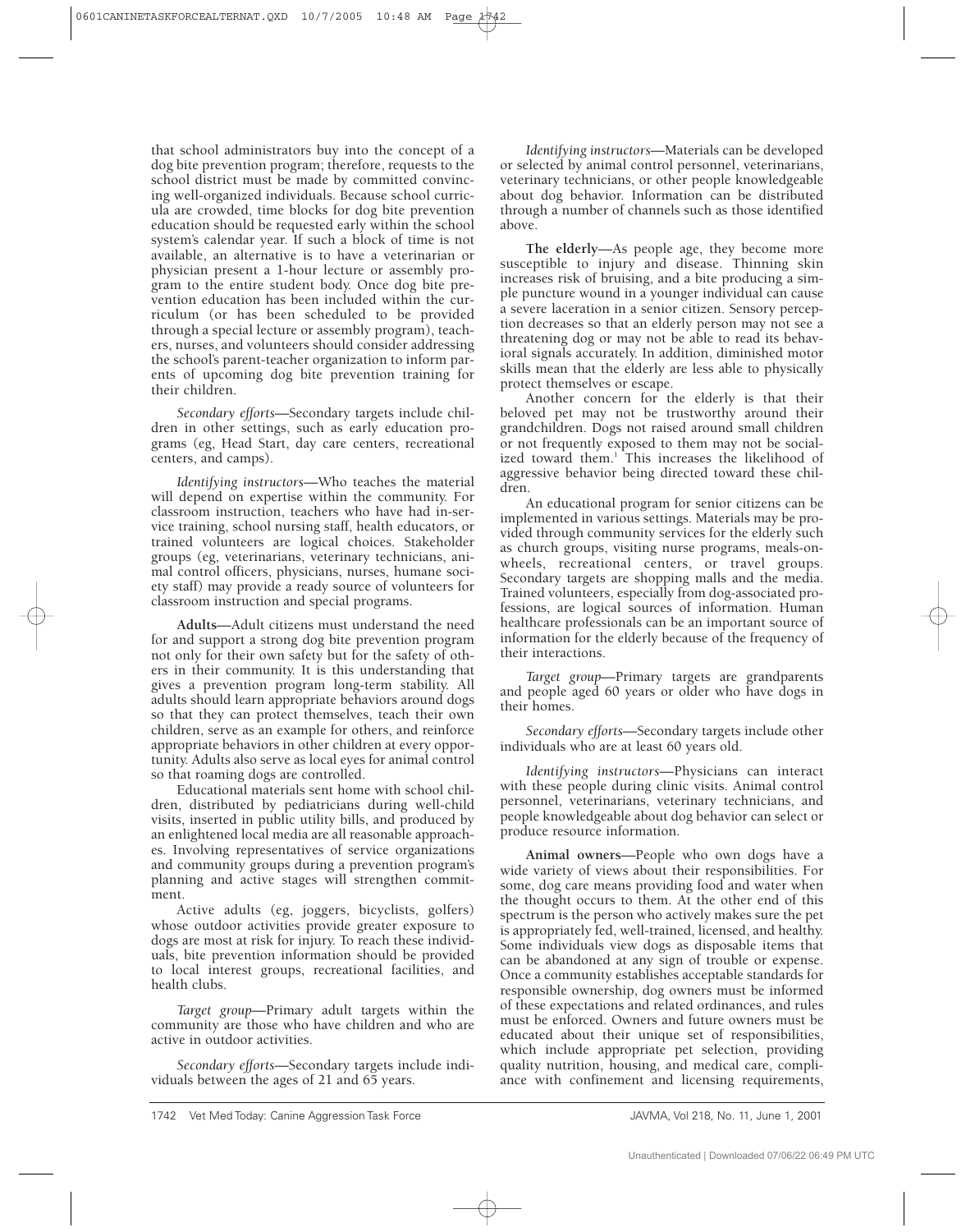that school administrators buy into the concept of a dog bite prevention program; therefore, requests to the school district must be made by committed convincing well-organized individuals. Because school curricula are crowded, time blocks for dog bite prevention education should be requested early within the school system's calendar year. If such a block of time is not available, an alternative is to have a veterinarian or physician present a 1-hour lecture or assembly program to the entire student body. Once dog bite prevention education has been included within the curriculum (or has been scheduled to be provided through a special lecture or assembly program), teachers, nurses, and volunteers should consider addressing the school's parent-teacher organization to inform parents of upcoming dog bite prevention training for their children.

*Secondary efforts*—Secondary targets include children in other settings, such as early education programs (eg, Head Start, day care centers, recreational centers, and camps).

*Identifying instructors*—Who teaches the material will depend on expertise within the community. For classroom instruction, teachers who have had in-service training, school nursing staff, health educators, or trained volunteers are logical choices. Stakeholder groups (eg, veterinarians, veterinary technicians, animal control officers, physicians, nurses, humane society staff) may provide a ready source of volunteers for classroom instruction and special programs.

**Adults**—Adult citizens must understand the need for and support a strong dog bite prevention program not only for their own safety but for the safety of others in their community. It is this understanding that gives a prevention program long-term stability. All adults should learn appropriate behaviors around dogs so that they can protect themselves, teach their own children, serve as an example for others, and reinforce appropriate behaviors in other children at every opportunity. Adults also serve as local eyes for animal control so that roaming dogs are controlled.

Educational materials sent home with school children, distributed by pediatricians during well-child visits, inserted in public utility bills, and produced by an enlightened local media are all reasonable approaches. Involving representatives of service organizations and community groups during a prevention program's planning and active stages will strengthen commitment.

Active adults (eg, joggers, bicyclists, golfers) whose outdoor activities provide greater exposure to dogs are most at risk for injury. To reach these individuals, bite prevention information should be provided to local interest groups, recreational facilities, and health clubs.

*Target group*—Primary adult targets within the community are those who have children and who are active in outdoor activities.

*Secondary efforts*—Secondary targets include individuals between the ages of 21 and 65 years.

*Identifying instructors*—Materials can be developed or selected by animal control personnel, veterinarians, veterinary technicians, or other people knowledgeable about dog behavior. Information can be distributed through a number of channels such as those identified above.

**The elderly**—As people age, they become more susceptible to injury and disease. Thinning skin increases risk of bruising, and a bite producing a simple puncture wound in a younger individual can cause a severe laceration in a senior citizen. Sensory perception decreases so that an elderly person may not see a threatening dog or may not be able to read its behavioral signals accurately. In addition, diminished motor skills mean that the elderly are less able to physically protect themselves or escape.

Another concern for the elderly is that their beloved pet may not be trustworthy around their grandchildren. Dogs not raised around small children or not frequently exposed to them may not be socialized toward them.[1] This increases the likelihood of aggressive behavior being directed toward these children.

An educational program for senior citizens can be implemented in various settings. Materials may be provided through community services for the elderly such as church groups, visiting nurse programs, meals-on-wheels, recreational centers, or travel groups. Secondary targets are shopping malls and the media. Trained volunteers, especially from dog-associated professions, are logical sources of information. Human healthcare professionals can be an important source of information for the elderly because of the frequency of their interactions.

*Target group*—Primary targets are grandparents and people aged 60 years or older who have dogs in their homes.

*Secondary efforts*—Secondary targets include other individuals who are at least 60 years old.

*Identifying instructors*—Physicians can interact with these people during clinic visits. Animal control personnel, veterinarians, veterinary technicians, and people knowledgeable about dog behavior can select or produce resource information.

**Animal owners**—People who own dogs have a wide variety of views about their responsibilities. For some, dog care means providing food and water when the thought occurs to them. At the other end of this spectrum is the person who actively makes sure the pet is appropriately fed, well-trained, licensed, and healthy. Some individuals view dogs as disposable items that can be abandoned at any sign of trouble or expense. Once a community establishes acceptable standards for responsible ownership, dog owners must be informed of these expectations and related ordinances, and rules must be enforced. Owners and future owners must be educated about their unique set of responsibilities, which include appropriate pet selection, providing quality nutrition, housing, and medical care, compliance with confinement and licensing requirements,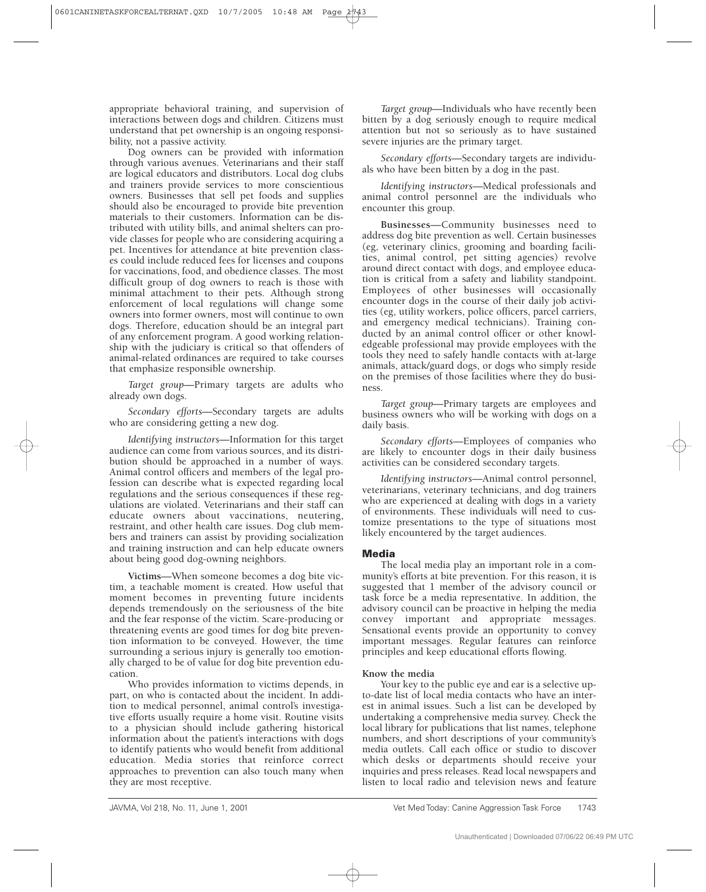appropriate behavioral training, and supervision of interactions between dogs and children. Citizens must understand that pet ownership is an ongoing responsibility, not a passive activity.

Dog owners can be provided with information through various avenues. Veterinarians and their staff are logical educators and distributors. Local dog clubs and trainers provide services to more conscientious owners. Businesses that sell pet foods and supplies should also be encouraged to provide bite prevention materials to their customers. Information can be distributed with utility bills, and animal shelters can provide classes for people who are considering acquiring a pet. Incentives for attendance at bite prevention classes could include reduced fees for licenses and coupons for vaccinations, food, and obedience classes. The most difficult group of dog owners to reach is those with minimal attachment to their pets. Although strong enforcement of local regulations will change some owners into former owners, most will continue to own dogs. Therefore, education should be an integral part of any enforcement program. A good working relationship with the judiciary is critical so that offenders of animal-related ordinances are required to take courses that emphasize responsible ownership.

*Target group*—Primary targets are adults who already own dogs.

*Secondary efforts*—Secondary targets are adults who are considering getting a new dog.

*Identifying instructors*—Information for this target audience can come from various sources, and its distribution should be approached in a number of ways. Animal control officers and members of the legal profession can describe what is expected regarding local regulations and the serious consequences if these regulations are violated. Veterinarians and their staff can educate owners about vaccinations, neutering, restraint, and other health care issues. Dog club members and trainers can assist by providing socialization and training instruction and can help educate owners about being good dog-owning neighbors.

**Victims**—When someone becomes a dog bite victim, a teachable moment is created. How useful that moment becomes in preventing future incidents depends tremendously on the seriousness of the bite and the fear response of the victim. Scare-producing or threatening events are good times for dog bite prevention information to be conveyed. However, the time surrounding a serious injury is generally too emotionally charged to be of value for dog bite prevention education.

Who provides information to victims depends, in part, on who is contacted about the incident. In addition to medical personnel, animal control's investigative efforts usually require a home visit. Routine visits to a physician should include gathering historical information about the patient's interactions with dogs to identify patients who would benefit from additional education. Media stories that reinforce correct approaches to prevention can also touch many when they are most receptive.

*Target group*—Individuals who have recently been bitten by a dog seriously enough to require medical attention but not so seriously as to have sustained severe injuries are the primary target.

*Secondary efforts*—Secondary targets are individuals who have been bitten by a dog in the past.

*Identifying instructors*—Medical professionals and animal control personnel are the individuals who encounter this group.

**Businesses**—Community businesses need to address dog bite prevention as well. Certain businesses (eg, veterinary clinics, grooming and boarding facilities, animal control, pet sitting agencies) revolve around direct contact with dogs, and employee education is critical from a safety and liability standpoint. Employees of other businesses will occasionally encounter dogs in the course of their daily job activities (eg, utility workers, police officers, parcel carriers, and emergency medical technicians). Training conducted by an animal control officer or other knowledgeable professional may provide employees with the tools they need to safely handle contacts with at-large animals, attack/guard dogs, or dogs who simply reside on the premises of those facilities where they do business.

*Target group*—Primary targets are employees and business owners who will be working with dogs on a daily basis.

*Secondary efforts*—Employees of companies who are likely to encounter dogs in their daily business activities can be considered secondary targets.

*Identifying instructors*—Animal control personnel, veterinarians, veterinary technicians, and dog trainers who are experienced at dealing with dogs in a variety of environments. These individuals will need to customize presentations to the type of situations most likely encountered by the target audiences.

## Media

The local media play an important role in a community's efforts at bite prevention. For this reason, it is suggested that 1 member of the advisory council or task force be a media representative. In addition, the advisory council can be proactive in helping the media convey important and appropriate messages. Sensational events provide an opportunity to convey important messages. Regular features can reinforce principles and keep educational efforts flowing.

### Know the media

Your key to the public eye and ear is a selective up-to-date list of local media contacts who have an interest in animal issues. Such a list can be developed by undertaking a comprehensive media survey. Check the local library for publications that list names, telephone numbers, and short descriptions of your community's media outlets. Call each office or studio to discover which desks or departments should receive your inquiries and press releases. Read local newspapers and listen to local radio and television news and feature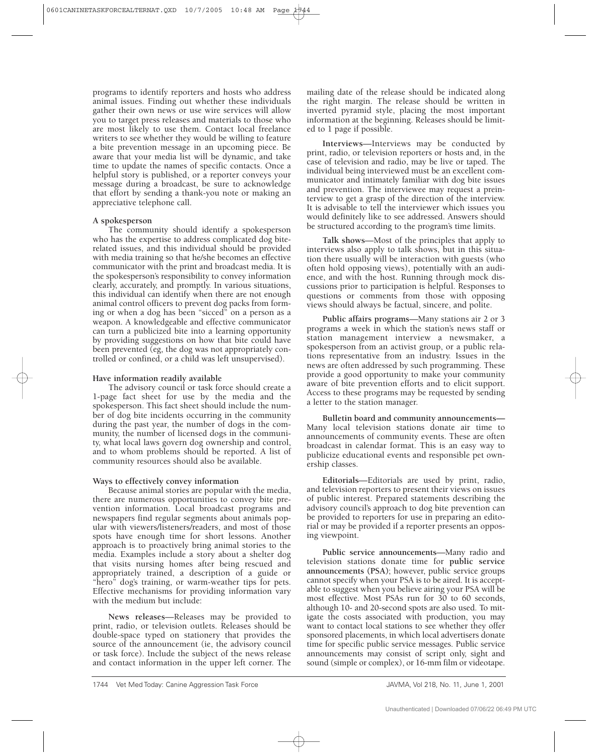programs to identify reporters and hosts who address animal issues. Finding out whether these individuals gather their own news or use wire services will allow you to target press releases and materials to those who are most likely to use them. Contact local freelance writers to see whether they would be willing to feature a bite prevention message in an upcoming piece. Be aware that your media list will be dynamic, and take time to update the names of specific contacts. Once a helpful story is published, or a reporter conveys your message during a broadcast, be sure to acknowledge that effort by sending a thank-you note or making an appreciative telephone call.

**A spokesperson**

The community should identify a spokesperson who has the expertise to address complicated dog bite-related issues, and this individual should be provided with media training so that he/she becomes an effective communicator with the print and broadcast media. It is the spokesperson's responsibility to convey information clearly, accurately, and promptly. In various situations, this individual can identify when there are not enough animal control officers to prevent dog packs from forming or when a dog has been "sicced" on a person as a weapon. A knowledgeable and effective communicator can turn a publicized bite into a learning opportunity by providing suggestions on how that bite could have been prevented (eg, the dog was not appropriately controlled or confined, or a child was left unsupervised).

**Have information readily available**

The advisory council or task force should create a 1-page fact sheet for use by the media and the spokesperson. This fact sheet should include the number of dog bite incidents occurring in the community during the past year, the number of dogs in the community, the number of licensed dogs in the community, what local laws govern dog ownership and control, and to whom problems should be reported. A list of community resources should also be available.

**Ways to effectively convey information**

Because animal stories are popular with the media, there are numerous opportunities to convey bite prevention information. Local broadcast programs and newspapers find regular segments about animals popular with viewers/listeners/readers, and most of those spots have enough time for short lessons. Another approach is to proactively bring animal stories to the media. Examples include a story about a shelter dog that visits nursing homes after being rescued and appropriately trained, a description of a guide or "hero" dog's training, or warm-weather tips for pets. Effective mechanisms for providing information vary with the medium but include:

**News releases**—Releases may be provided to print, radio, or television outlets. Releases should be double-space typed on stationery that provides the source of the announcement (ie, the advisory council or task force). Include the subject of the news release and contact information in the upper left corner. The mailing date of the release should be indicated along the right margin. The release should be written in inverted pyramid style, placing the most important information at the beginning. Releases should be limited to 1 page if possible.

**Interviews**—Interviews may be conducted by print, radio, or television reporters or hosts and, in the case of television and radio, may be live or taped. The individual being interviewed must be an excellent communicator and intimately familiar with dog bite issues and prevention. The interviewee may request a preinterview to get a grasp of the direction of the interview. It is advisable to tell the interviewer which issues you would definitely like to see addressed. Answers should be structured according to the program's time limits.

**Talk shows**—Most of the principles that apply to interviews also apply to talk shows, but in this situation there usually will be interaction with guests (who often hold opposing views), potentially with an audience, and with the host. Running through mock discussions prior to participation is helpful. Responses to questions or comments from those with opposing views should always be factual, sincere, and polite.

**Public affairs programs**—Many stations air 2 or 3 programs a week in which the station's news staff or station management interview a newsmaker, a spokesperson from an activist group, or a public relations representative from an industry. Issues in the news are often addressed by such programming. These provide a good opportunity to make your community aware of bite prevention efforts and to elicit support. Access to these programs may be requested by sending a letter to the station manager.

**Bulletin board and community announcements**—Many local television stations donate air time to announcements of community events. These are often broadcast in calendar format. This is an easy way to publicize educational events and responsible pet ownership classes.

**Editorials**—Editorials are used by print, radio, and television reporters to present their views on issues of public interest. Prepared statements describing the advisory council's approach to dog bite prevention can be provided to reporters for use in preparing an editorial or may be provided if a reporter presents an opposing viewpoint.

**Public service announcements**—Many radio and television stations donate time for **public service announcements (PSA)**; however, public service groups cannot specify when your PSA is to be aired. It is acceptable to suggest when you believe airing your PSA will be most effective. Most PSAs run for 30 to 60 seconds, although 10- and 20-second spots are also used. To mitigate the costs associated with production, you may want to contact local stations to see whether they offer sponsored placements, in which local advertisers donate time for specific public service messages. Public service announcements may consist of script only, sight and sound (simple or complex), or 16-mm film or videotape.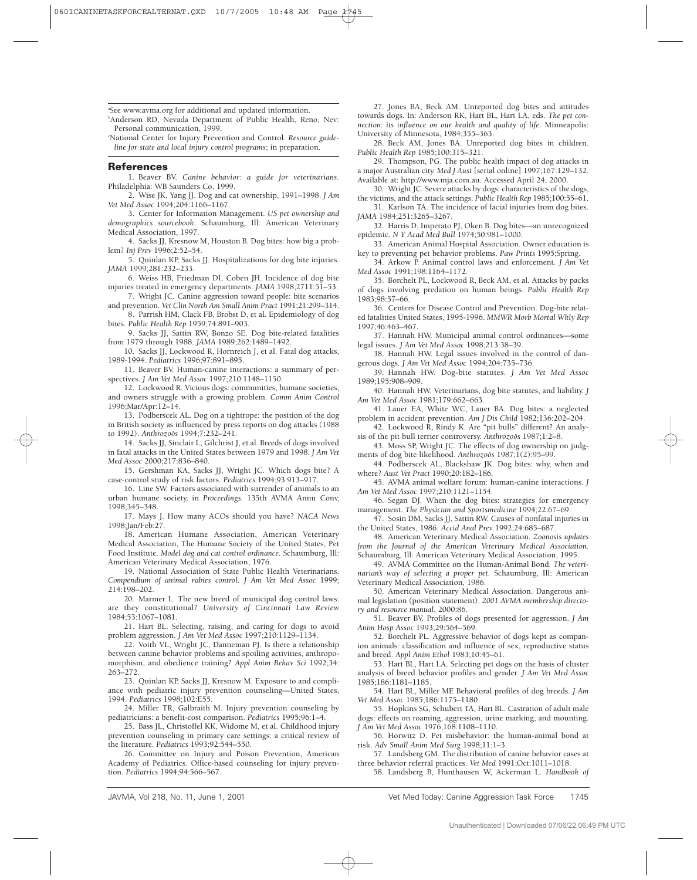[a]See www.avma.org for additional and updated information.

[b]Anderson RD, Nevada Department of Public Health, Reno, Nev: Personal communication, 1999.

[c]National Center for Injury Prevention and Control. *Resource guideline for state and local injury control programs*; in preparation.

## References

1. Beaver BV. *Canine behavior: a guide for veterinarians*. Philadelphia: WB Saunders Co, 1999.
2. Wise JK, Yang JJ. Dog and cat ownership, 1991–1998. *J Am Vet Med Assoc* 1994;204:1166–1167.
3. Center for Information Management. *US pet ownership and demographics sourcebook*. Schaumburg, Ill: American Veterinary Medical Association, 1997.
4. Sacks JJ, Kresnow M, Houston B. Dog bites: how big a problem? *Inj Prev* 1996;2:52–54.
5. Quinlan KP, Sacks JJ. Hospitalizations for dog bite injuries. *JAMA* 1999;281:232–233.
6. Weiss HB, Friedman DI, Coben JH. Incidence of dog bite injuries treated in emergency departments. *JAMA* 1998;2711:51–53.
7. Wright JC. Canine aggression toward people: bite scenarios and prevention. *Vet Clin North Am Small Anim Pract* 1991;21:299–314.
8. Parrish HM, Clack FB, Brobst D, et al. Epidemiology of dog bites. *Public Health Rep* 1959;74:891–903.
9. Sacks JJ, Sattin RW, Bonzo SE. Dog bite-related fatalities from 1979 through 1988. *JAMA* 1989;262:1489–1492.
10. Sacks JJ, Lockwood R, Hornreich J, et al. Fatal dog attacks, 1989-1994. *Pediatrics* 1996;97:891–895.
11. Beaver BV. Human-canine interactions: a summary of perspectives. *J Am Vet Med Assoc* 1997;210:1148–1150.
12. Lockwood R. Vicious dogs: communities, humane societies, and owners struggle with a growing problem. *Comm Anim Control* 1996;Mar/Apr:12–14.
13. Podberscek AL. Dog on a tightrope: the position of the dog in British society as influenced by press reports on dog attacks (1988 to 1992). *Anthrozoös* 1994;7:232–241.
14. Sacks JJ, Sinclair L, Gilchrist J, et al. Breeds of dogs involved in fatal attacks in the United States between 1979 and 1998. *J Am Vet Med Assoc* 2000;217:836–840.
15. Gershman KA, Sacks JJ, Wright JC. Which dogs bite? A case-control study of risk factors. *Pediatrics* 1994;93:913–917.
16. Line SW. Factors associated with surrender of animals to an urban humane society, in *Proceedings*. 135th AVMA Annu Conv, 1998;345–348.
17. Mays J. How many ACOs should you have? *NACA News* 1998;Jan/Feb:27.
18. American Humane Association, American Veterinary Medical Association, The Humane Society of the United States, Pet Food Institute. *Model dog and cat control ordinance*. Schaumburg, Ill: American Veterinary Medical Association, 1976.
19. National Association of State Public Health Veterinarians. *Compendium of animal rabies control*. *J Am Vet Med Assoc* 1999; 214:198–202.
20. Marmer L. The new breed of municipal dog control laws: are they constitutional? *University of Cincinnati Law Review* 1984;53:1067–1081.
21. Hart BL. Selecting, raising, and caring for dogs to avoid problem aggression. *J Am Vet Med Assoc* 1997;210:1129–1134.
22. Voith VL, Wright JC, Danneman PJ. Is there a relationship between canine behavior problems and spoiling activities, anthropomorphism, and obedience training? *Appl Anim Behav Sci* 1992;34: 263–272.
23. Quinlan KP, Sacks JJ, Kresnow M. Exposure to and compliance with pediatric injury prevention counseling—United States, 1994. *Pediatrics* 1998;102:E55.
24. Miller TR, Galbraith M. Injury prevention counseling by pediatricians: a benefit-cost comparison. *Pediatrics* 1995;96:1–4.
25. Bass JL, Christoffel KK, Widome M, et al. Childhood injury prevention counseling in primary care settings: a critical review of the literature. *Pediatrics* 1993;92:544–550.
26. Committee on Injury and Poison Prevention, American Academy of Pediatrics. Office-based counseling for injury prevention. *Pediatrics* 1994;94:566–567.
27. Jones BA, Beck AM. Unreported dog bites and attitudes towards dogs. In: Anderson RK, Hart BL, Hart LA, eds. *The pet connection: its influence on our health and quality of life*. Minneapolis: University of Minnesota, 1984;355–363.
28. Beck AM, Jones BA. Unreported dog bites in children. *Public Health Rep* 1985;100:315–321.
29. Thompson, PG. The public health impact of dog attacks in a major Australian city. *Med J Aust* [serial online] 1997;167:129–132. Available at: http://www.mja.com.au. Accessed April 24, 2000.
30. Wright JC. Severe attacks by dogs: characteristics of the dogs, the victims, and the attack settings. *Public Health Rep* 1985;100:55–61.
31. Karlson TA. The incidence of facial injuries from dog bites. *JAMA* 1984;251:3265–3267.
32. Harris D, Imperato PJ, Oken B. Dog bites—an unrecognized epidemic. *N Y Acad Med Bull* 1974;50:981–1000.
33. American Animal Hospital Association. Owner education is key to preventing pet behavior problems. *Paw Prints* 1995;Spring.
34. Arkow P. Animal control laws and enforcement. *J Am Vet Med Assoc* 1991;198:1164–1172.
35. Borchelt PL, Lockwood R, Beck AM, et al. Attacks by packs of dogs involving predation on human beings. *Public Health Rep* 1983;98:57–66.
36. Centers for Disease Control and Prevention. Dog-bite related fatalities United States, 1995-1996. *MMWR Morb Mortal Wkly Rep* 1997;46:463–467.
37. Hannah HW. Municipal animal control ordinances—some legal issues. *J Am Vet Med Assoc* 1998;213:38–39.
38. Hannah HW. Legal issues involved in the control of dangerous dogs. *J Am Vet Med Assoc* 1994;204:735–736.
39. Hannah HW. Dog-bite statutes. *J Am Vet Med Assoc* 1989;195:908–909.
40. Hannah HW. Veterinarians, dog bite statutes, and liability. *J Am Vet Med Assoc* 1981;179:662–663.
41. Lauer EA, White WC, Lauer BA. Dog bites: a neglected problem in accident prevention. *Am J Dis Child* 1982;136:202–204.
42. Lockwood R, Rindy K. Are "pit bulls" different? An analysis of the pit bull terrier controversy. *Anthrozoös* 1987;1:2–8.
43. Moss SP, Wright JC. The effects of dog ownership on judgments of dog bite likelihood. *Anthrozoös* 1987;1(2):95–99.
44. Podberscek AL, Blackshaw JK. Dog bites: why, when and where? *Aust Vet Pract* 1990;20:182–186.
45. AVMA animal welfare forum: human-canine interactions. *J Am Vet Med Assoc* 1997;210:1121–1154.
46. Segan DJ. When the dog bites: strategies for emergency management. *The Physician and Sportsmedicine* 1994;22:67–69.
47. Sosin DM, Sacks JJ, Sattin RW. Causes of nonfatal injuries in the United States, 1986. *Accid Anal Prev* 1992;24:685–687.
48. American Veterinary Medical Association. *Zoonosis updates from the Journal of the American Veterinary Medical Association.* Schaumburg, Ill: American Veterinary Medical Association, 1995.
49. AVMA Committee on the Human-Animal Bond. *The veterinarian's way of selecting a proper pet*. Schaumburg, Ill: American Veterinary Medical Association, 1986.
50. American Veterinary Medical Association. Dangerous animal legislation (position statement). *2001 AVMA membership directory and resource manual*, 2000:86.
51. Beaver BV. Profiles of dogs presented for aggression. *J Am Anim Hosp Assoc* 1993;29:564–569.
52. Borchelt PL. Aggressive behavior of dogs kept as companion animals: classification and influence of sex, reproductive status and breed. *Appl Anim Ethol* 1983;10:45–61.
53. Hart BL, Hart LA. Selecting pet dogs on the basis of cluster analysis of breed behavior profiles and gender. *J Am Vet Med Assoc* 1985;186:1181–1185.
54. Hart BL, Miller MF. Behavioral profiles of dog breeds. *J Am Vet Med Assoc* 1985;186:1175–1180.
55. Hopkins SG, Schubert TA, Hart BL. Castration of adult male dogs: effects on roaming, aggression, urine marking, and mounting. *J Am Vet Med Assoc* 1976;168:1108–1110.
56. Horwitz D. Pet misbehavior: the human-animal bond at risk. *Adv Small Anim Med Surg* 1998;11:1–3.
57. Landsberg GM. The distribution of canine behavior cases at three behavior referral practices. *Vet Med* 1991;Oct:1011–1018.
58. Landsberg B, Hunthausen W, Ackerman L. *Handbook of*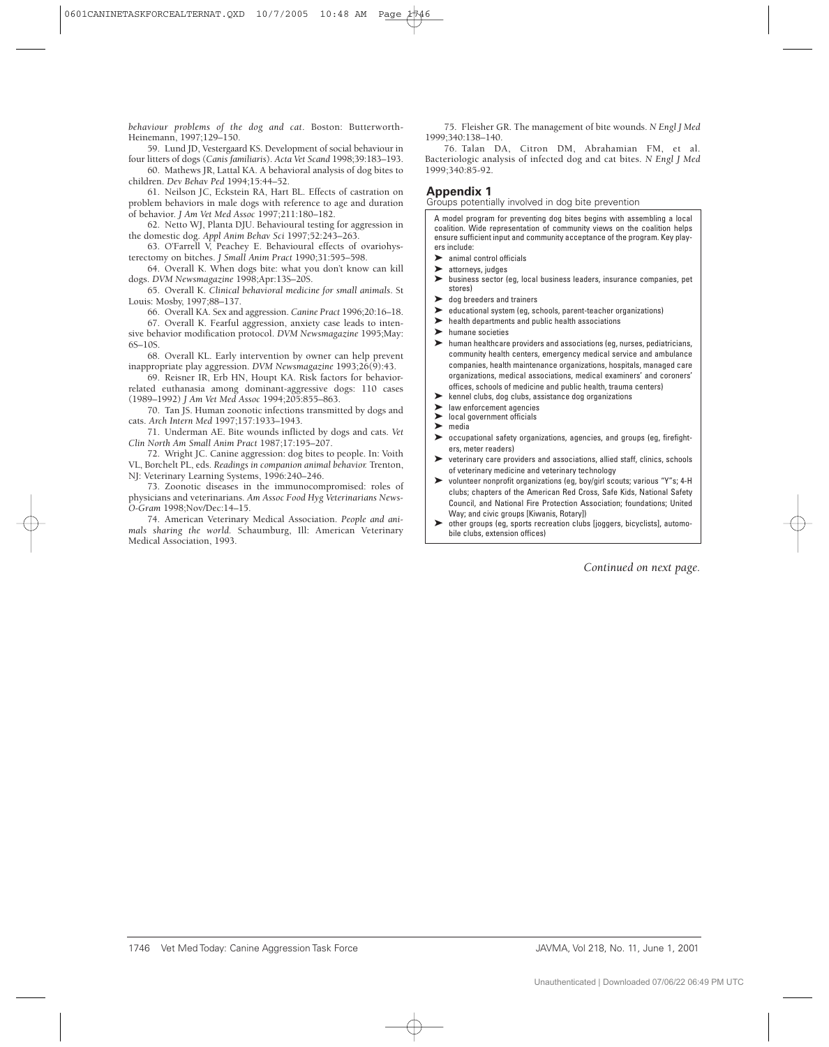*behaviour problems of the dog and cat*. Boston: Butterworth-Heinemann, 1997;129–150.

59. Lund JD, Vestergaard KS. Development of social behaviour in four litters of dogs (*Canis familiaris*). *Acta Vet Scand* 1998;39:183–193.

60. Mathews JR, Lattal KA. A behavioral analysis of dog bites to children. *Dev Behav Ped* 1994;15:44–52.

61. Neilson JC, Eckstein RA, Hart BL. Effects of castration on problem behaviors in male dogs with reference to age and duration of behavior. *J Am Vet Med Assoc* 1997;211:180–182.

62. Netto WJ, Planta DJU. Behavioural testing for aggression in the domestic dog. *Appl Anim Behav Sci* 1997;52:243–263.

63. O'Farrell V, Peachey E. Behavioural effects of ovariohysterectomy on bitches. *J Small Anim Pract* 1990;31:595–598.

64. Overall K. When dogs bite: what you don't know can kill dogs. *DVM Newsmagazine* 1998;Apr:13S–20S.

65. Overall K. *Clinical behavioral medicine for small animals*. St Louis: Mosby, 1997;88–137.

66. Overall KA. Sex and aggression. *Canine Pract* 1996;20:16–18.

67. Overall K. Fearful aggression, anxiety case leads to intensive behavior modification protocol. *DVM Newsmagazine* 1995;May:6S–10S.

68. Overall KL. Early intervention by owner can help prevent inappropriate play aggression. *DVM Newsmagazine* 1993;26(9):43.

69. Reisner IR, Erb HN, Houpt KA. Risk factors for behavior-related euthanasia among dominant-aggressive dogs: 110 cases (1989–1992) *J Am Vet Med Assoc* 1994;205:855–863.

70. Tan JS. Human zoonotic infections transmitted by dogs and cats. *Arch Intern Med* 1997;157:1933–1943.

71. Underman AE. Bite wounds inflicted by dogs and cats. *Vet Clin North Am Small Anim Pract* 1987;17:195–207.

72. Wright JC. Canine aggression: dog bites to people. In: Voith VL, Borchelt PL, eds. *Readings in companion animal behavior.* Trenton, NJ: Veterinary Learning Systems, 1996:240–246.

73. Zoonotic diseases in the immunocompromised: roles of physicians and veterinarians. *Am Assoc Food Hyg Veterinarians News-O-Gram* 1998;Nov/Dec:14–15.

74. American Veterinary Medical Association. *People and animals sharing the world.* Schaumburg, Ill: American Veterinary Medical Association, 1993.

75. Fleisher GR. The management of bite wounds. *N Engl J Med* 1999;340:138–140.

76. Talan DA, Citron DM, Abrahamian FM, et al. Bacteriologic analysis of infected dog and cat bites. *N Engl J Med* 1999;340:85-92.

## Appendix 1

Groups potentially involved in dog bite prevention

A model program for preventing dog bites begins with assembling a local coalition. Wide representation of community views on the coalition helps ensure sufficient input and community acceptance of the program. Key players include:

- animal control officials
- attorneys, judges
- business sector (eg, local business leaders, insurance companies, pet stores)
- dog breeders and trainers
- educational system (eg, schools, parent-teacher organizations)
- health departments and public health associations
- humane societies
- human healthcare providers and associations (eg, nurses, pediatricians, community health centers, emergency medical service and ambulance companies, health maintenance organizations, hospitals, managed care organizations, medical associations, medical examiners' and coroners' offices, schools of medicine and public health, trauma centers)
- kennel clubs, dog clubs, assistance dog organizations
- law enforcement agencies
- local government officials
- media
- occupational safety organizations, agencies, and groups (eg, firefighters, meter readers)
- veterinary care providers and associations, allied staff, clinics, schools of veterinary medicine and veterinary technology
- volunteer nonprofit organizations (eg, boy/girl scouts; various "Y"s; 4-H clubs; chapters of the American Red Cross, Safe Kids, National Safety Council, and National Fire Protection Association; foundations; United Way; and civic groups [Kiwanis, Rotary])
- other groups (eg, sports recreation clubs [joggers, bicyclists], automobile clubs, extension offices)

*Continued on next page.*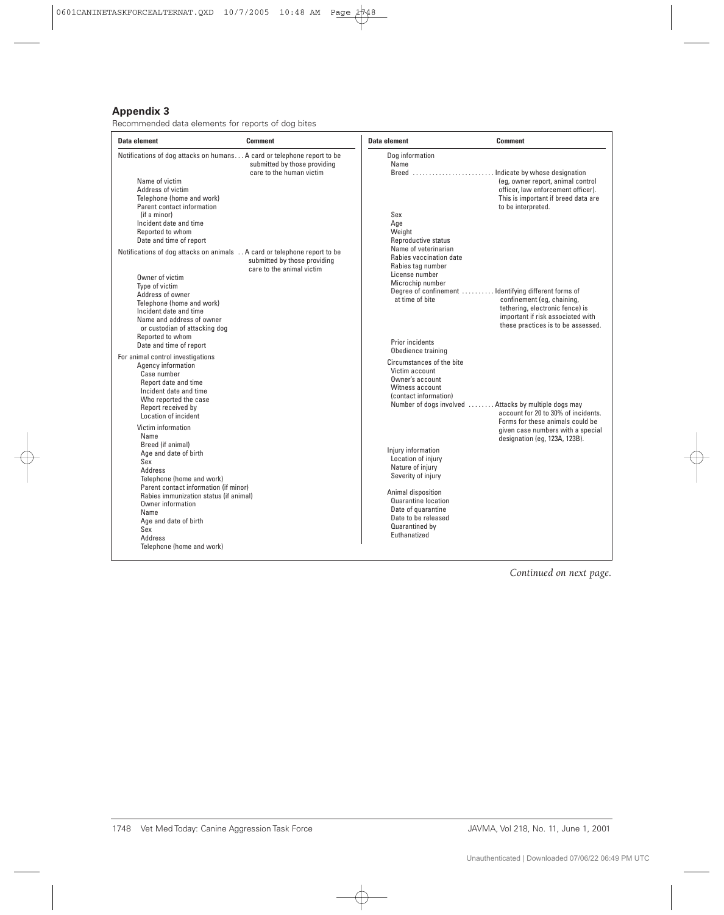## Appendix 3

Recommended data elements for reports of dog bites

| Data element | Comment |
|---|---|
| Notifications of dog attacks on humans | A card or telephone report to be submitted by those providing care to the human victim |
| Name of victim | |
| Address of victim | |
| Telephone (home and work) | |
| Parent contact information (if a minor) | |
| Incident date and time | |
| Reported to whom | |
| Date and time of report | |
| Notifications of dog attacks on animals | A card or telephone report to be submitted by those providing care to the animal victim |
| Owner of victim | |
| Type of victim | |
| Address of owner | |
| Telephone (home and work) | |
| Incident date and time | |
| Name and address of owner or custodian of attacking dog | |
| Reported to whom | |
| Date and time of report | |
| For animal control investigations | |
| Agency information | |
| Case number | |
| Report date and time | |
| Incident date and time | |
| Who reported the case | |
| Report received by | |
| Location of incident | |
| Victim information | |
| Name | |
| Breed (if animal) | |
| Age and date of birth | |
| Sex | |
| Address | |
| Telephone (home and work) | |
| Parent contact information (if minor) | |
| Rabies immunization status (if animal) | |
| Owner information | |
| Name | |
| Age and date of birth | |
| Sex | |
| Address | |
| Telephone (home and work) | |
| Dog information | |
| Name | |
| Breed | Indicate by whose designation (eg, owner report, animal control officer, law enforcement officer). This is important if breed data are to be interpreted. |
| Sex | |
| Age | |
| Weight | |
| Reproductive status | |
| Name of veterinarian | |
| Rabies vaccination date | |
| Rabies tag number | |
| License number | |
| Microchip number | |
| Degree of confinement at time of bite | Identifying different forms of confinement (eg, chaining, tethering, electronic fence) is important if risk associated with these practices is to be assessed. |
| Prior incidents | |
| Obedience training | |
| Circumstances of the bite | |
| Victim account | |
| Owner's account | |
| Witness account (contact information) | |
| Number of dogs involved | Attacks by multiple dogs may account for 20 to 30% of incidents. Forms for these animals could be given case numbers with a special designation (eg, 123A, 123B). |
| Injury information | |
| Location of injury | |
| Nature of injury | |
| Severity of injury | |
| Animal disposition | |
| Quarantine location | |
| Date of quarantine | |
| Date to be released | |
| Quarantined by | |
| Euthanatized | |

*Continued on next page.*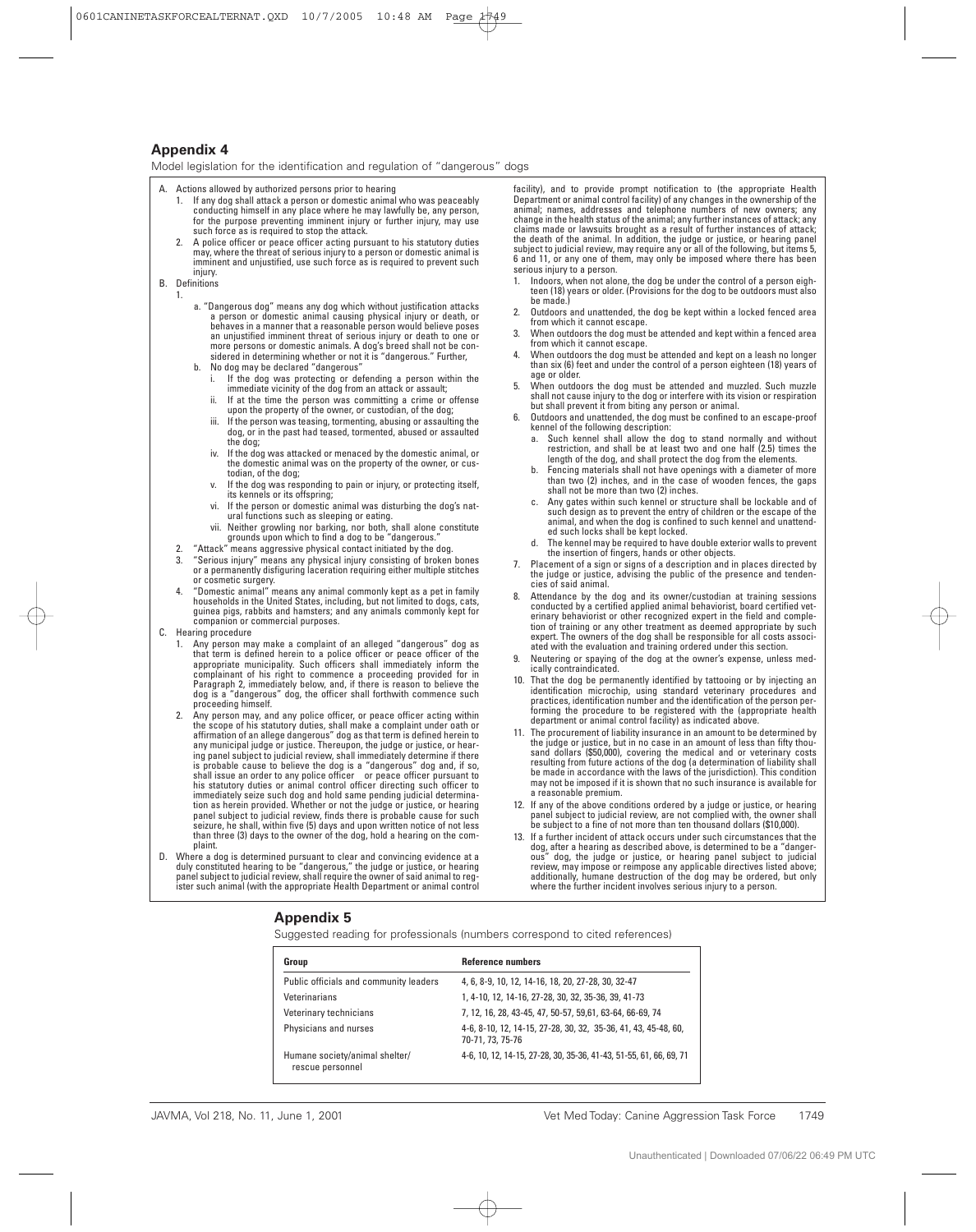## Appendix 4

Model legislation for the identification and regulation of "dangerous" dogs

A. Actions allowed by authorized persons prior to hearing
   1. If any dog shall attack a person or domestic animal who was peaceably conducting himself in any place where he may lawfully be, any person, for the purpose preventing imminent injury or further injury, may use such force as is required to stop the attack.
   2. A police officer or peace officer acting pursuant to his statutory duties may, where the threat of serious injury to a person or domestic animal is imminent and unjustified, use such force as is required to prevent such injury.

B. Definitions
   1.
      a. "Dangerous dog" means any dog which without justification attacks a person or domestic animal causing physical injury or death, or behaves in a manner that a reasonable person would believe poses an unjustified imminent threat of serious injury or death to one or more persons or domestic animals. A dog's breed shall not be considered in determining whether or not it is "dangerous." Further,
      b. No dog may be declared "dangerous"
         i. If the dog was protecting or defending a person within the immediate vicinity of the dog from an attack or assault;
         ii. If at the time the person was committing a crime or offense upon the property of the owner, or custodian, of the dog;
         iii. If the person was teasing, tormenting, abusing or assaulting the dog, or in the past had teased, tormented, abused or assaulted the dog;
         iv. If the dog was attacked or menaced by the domestic animal, or the domestic animal was on the property of the owner, or custodian, of the dog;
         v. If the dog was responding to pain or injury, or protecting itself, its kennels or its offspring;
         vi. If the person or domestic animal was disturbing the dog's natural functions such as sleeping or eating.
         vii. Neither growling nor barking, nor both, shall alone constitute grounds upon which to find a dog to be "dangerous."
   2. "Attack" means aggressive physical contact initiated by the dog.
   3. "Serious injury" means any physical injury consisting of broken bones or a permanently disfiguring laceration requiring either multiple stitches or cosmetic surgery.
   4. "Domestic animal" means any animal commonly kept as a pet in family households in the United States, including, but not limited to dogs, cats, guinea pigs, rabbits and hamsters; and any animals commonly kept for companion or commercial purposes.

C. Hearing procedure
   1. Any person may make a complaint of an alleged "dangerous" dog as that term is defined herein to a police officer or peace officer of the appropriate municipality. Such officers shall immediately inform the complainant of his right to commence a proceeding provided for in Paragraph 2, immediately below, and, if there is reason to believe the dog is a "dangerous" dog, the officer shall forthwith commence such proceeding himself.
   2. Any person may, and any police officer, or peace officer acting within the scope of his statutory duties, shall make a complaint under oath or affirmation of an allege dangerous" dog as that term is defined herein to any municipal judge or justice. Thereupon, the judge or justice, or hearing panel subject to judicial review, shall immediately determine if there is probable cause to believe the dog is a "dangerous" dog and, if so, shall issue an order to any police officer or peace officer pursuant to his statutory duties or animal control officer directing such officer to immediately seize such dog and hold same pending judicial determination as herein provided. Whether or not the judge or justice, or hearing panel subject to judicial review, finds there is probable cause for such seizure, he shall, within five (5) days and upon written notice of not less than three (3) days to the owner of the dog, hold a hearing on the complaint.

D. Where a dog is determined pursuant to clear and convincing evidence at a duly constituted hearing to be "dangerous," the judge or justice, or hearing panel subject to judicial review, shall require the owner of said animal to register such animal (with the appropriate Health Department or animal control facility), and to provide prompt notification to (the appropriate Health Department or animal control facility) of any changes in the ownership of the animal; names, addresses and telephone numbers of new owners; any change in the health status of the animal; any further instances of attack; any claims made or lawsuits brought as a result of further instances of attack; the death of the animal. In addition, the judge or justice, or hearing panel subject to judicial review, may require any or all of the following, but items 5, 6 and 11, or any one of them, may only be imposed where there has been serious injury to a person.
   1. Indoors, when not alone, the dog be under the control of a person eighteen (18) years or older. (Provisions for the dog to be outdoors must also be made.)
   2. Outdoors and unattended, the dog be kept within a locked fenced area from which it cannot escape.
   3. When outdoors the dog must be attended and kept within a fenced area from which it cannot escape.
   4. When outdoors the dog must be attended and kept on a leash no longer than six (6) feet and under the control of a person eighteen (18) years of age or older.
   5. When outdoors the dog must be attended and muzzled. Such muzzle shall not cause injury to the dog or interfere with its vision or respiration but shall prevent it from biting any person or animal.
   6. Outdoors and unattended, the dog must be confined to an escape-proof kennel of the following description:
      a. Such kennel shall allow the dog to stand normally and without restriction, and shall be at least two and one half (2.5) times the length of the dog, and shall protect the dog from the elements.
      b. Fencing materials shall not have openings with a diameter of more than two (2) inches, and in the case of wooden fences, the gaps shall not be more than two (2) inches.
      c. Any gates within such kennel or structure shall be lockable and of such design as to prevent the entry of children or the escape of the animal, and when the dog is confined to such kennel and unattended such locks shall be kept locked.
      d. The kennel may be required to have double exterior walls to prevent the insertion of fingers, hands or other objects.
   7. Placement of a sign or signs of a description and in places directed by the judge or justice, advising the public of the presence and tendencies of said animal.
   8. Attendance by the dog and its owner/custodian at training sessions conducted by a certified applied animal behaviorist, board certified veterinary behaviorist or other recognized expert in the field and completion of training or any other treatment as deemed appropriate by such expert. The owners of the dog shall be responsible for all costs associated with the evaluation and training ordered under this section.
   9. Neutering or spaying of the dog at the owner's expense, unless medically contraindicated.
   10. That the dog be permanently identified by tattooing or by injecting an identification microchip, using standard veterinary procedures and practices, identification number and the identification of the person performing the procedure to be registered with the (appropriate health department or animal control facility) as indicated above.
   11. The procurement of liability insurance in an amount to be determined by the judge or justice, but in no case in an amount of less than fifty thousand dollars ($50,000), covering the medical and or veterinary costs resulting from future actions of the dog (a determination of liability shall be made in accordance with the laws of the jurisdiction). This condition may not be imposed if it is shown that no such insurance is available for a reasonable premium.
   12. If any of the above conditions ordered by a judge or justice, or hearing panel subject to judicial review, are not complied with, the owner shall be subject to a fine of not more than ten thousand dollars ($10,000).
   13. If a further incident of attack occurs under such circumstances that the dog, after a hearing as described above, is determined to be a "dangerous" dog, the judge or justice, or hearing panel subject to judicial review, may impose or reimpose any applicable directives listed above; additionally, humane destruction of the dog may be ordered, but only where the further incident involves serious injury to a person.

## Appendix 5

Suggested reading for professionals (numbers correspond to cited references)

| Group | Reference numbers |
|---|---|
| Public officials and community leaders | 4, 6, 8-9, 10, 12, 14-16, 18, 20, 27-28, 30, 32-47 |
| Veterinarians | 1, 4-10, 12, 14-16, 27-28, 30, 32, 35-36, 39, 41-73 |
| Veterinary technicians | 7, 12, 16, 28, 43-45, 47, 50-57, 59,61, 63-64, 66-69, 74 |
| Physicians and nurses | 4-6, 8-10, 12, 14-15, 27-28, 30, 32, 35-36, 41, 43, 45-48, 60, 70-71, 73, 75-76 |
| Humane society/animal shelter/ rescue personnel | 4-6, 10, 12, 14-15, 27-28, 30, 35-36, 41-43, 51-55, 61, 66, 69, 71 |